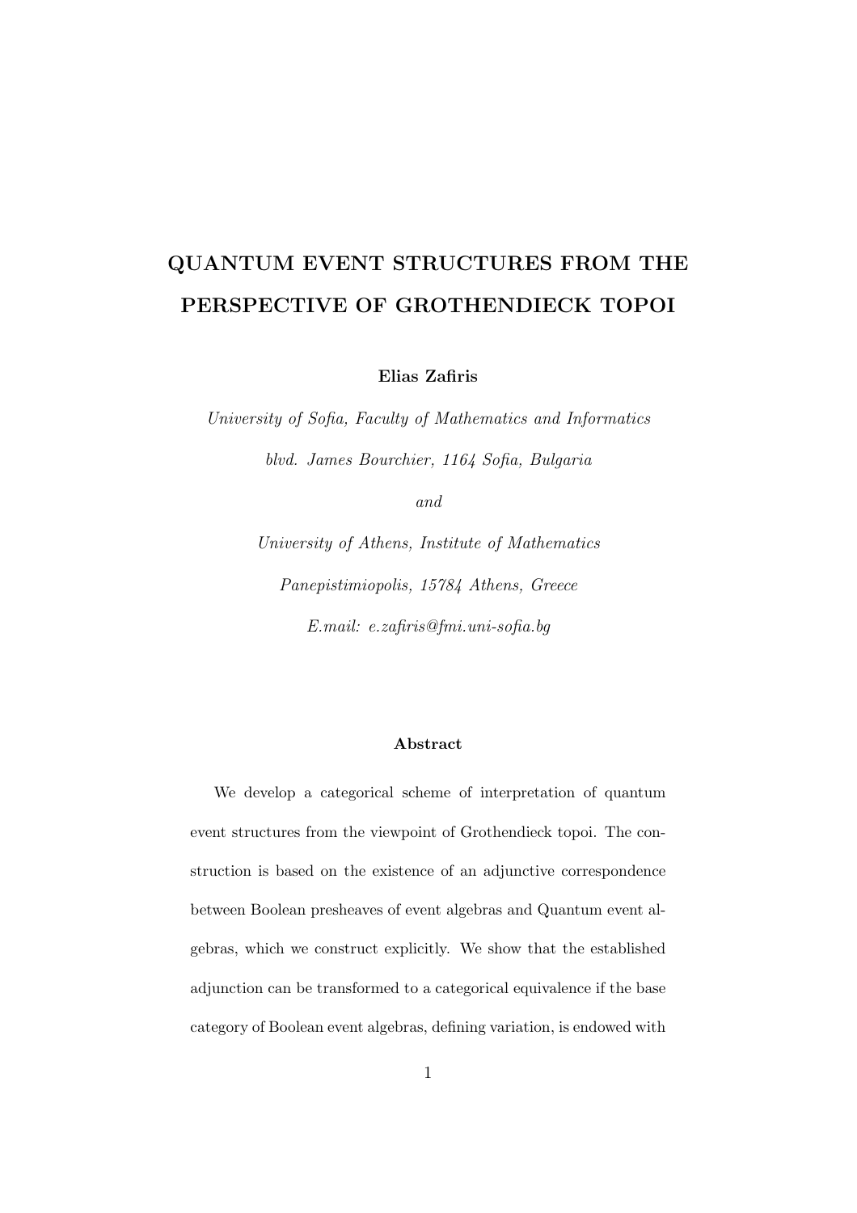# QUANTUM EVENT STRUCTURES FROM THE PERSPECTIVE OF GROTHENDIECK TOPOI

**Elias Zafiris**

*University of Sofia, Faculty of Mathematics and Informatics*

*blvd. James Bourchier, 1164 Sofia, Bulgaria*

*and*

*University of Athens, Institute of Mathematics*

*Panepistimiopolis, 15784 Athens, Greece*

*E.mail: e.zafiris@fmi.uni-sofia.bg*

### Abstract

We develop a categorical scheme of interpretation of quantum event structures from the viewpoint of Grothendieck topoi. The construction is based on the existence of an adjunctive correspondence between Boolean presheaves of event algebras and Quantum event algebras, which we construct explicitly. We show that the established adjunction can be transformed to a categorical equivalence if the base category of Boolean event algebras, defining variation, is endowed with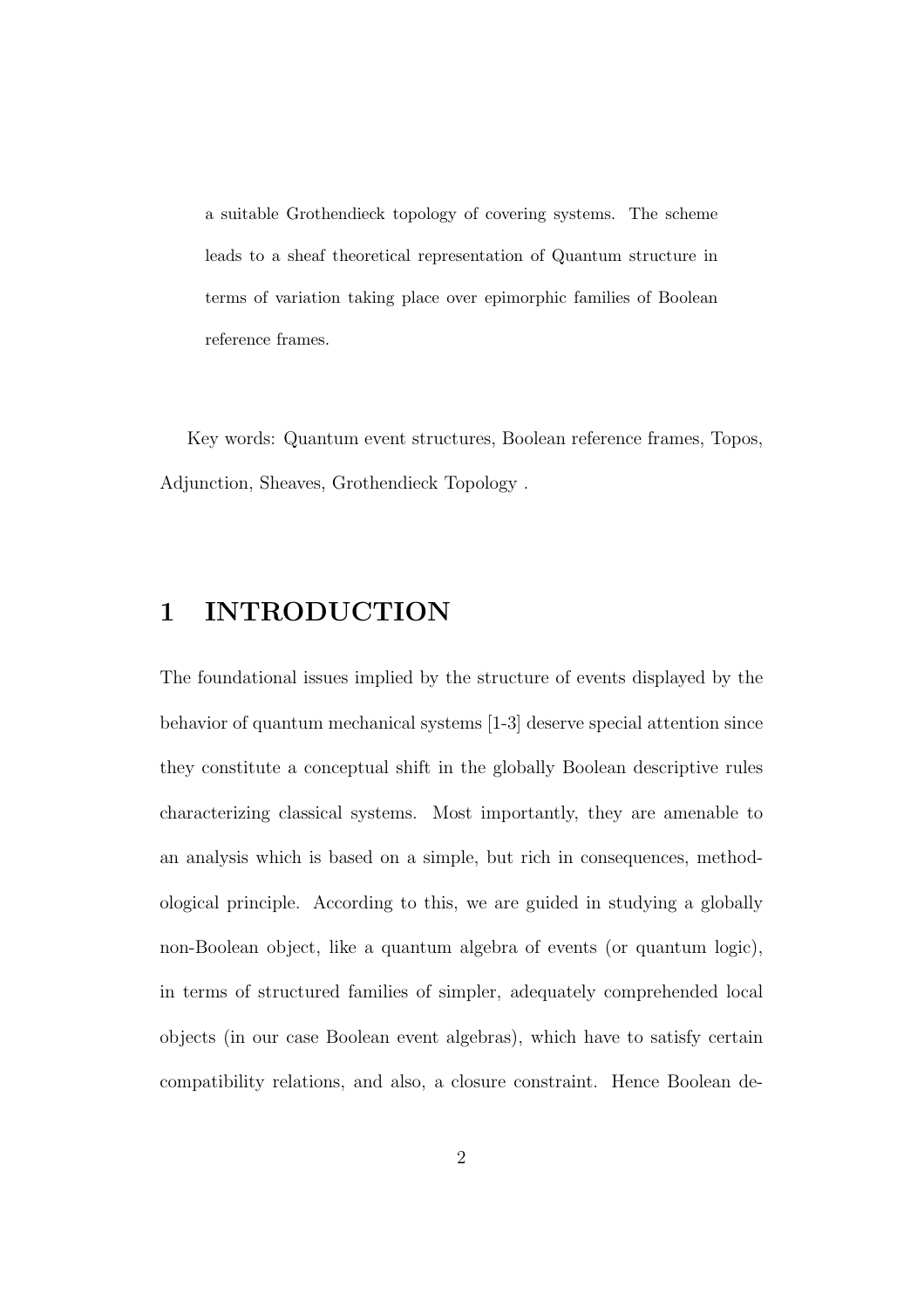a suitable Grothendieck topology of covering systems. The scheme leads to a sheaf theoretical representation of Quantum structure in terms of variation taking place over epimorphic families of Boolean reference frames.

Key words: Quantum event structures, Boolean reference frames, Topos, Adjunction, Sheaves, Grothendieck Topology .

# 1 INTRODUCTION

The foundational issues implied by the structure of events displayed by the behavior of quantum mechanical systems [1-3] deserve special attention since they constitute a conceptual shift in the globally Boolean descriptive rules characterizing classical systems. Most importantly, they are amenable to an analysis which is based on a simple, but rich in consequences, methodological principle. According to this, we are guided in studying a globally non-Boolean object, like a quantum algebra of events (or quantum logic), in terms of structured families of simpler, adequately comprehended local objects (in our case Boolean event algebras), which have to satisfy certain compatibility relations, and also, a closure constraint. Hence Boolean de-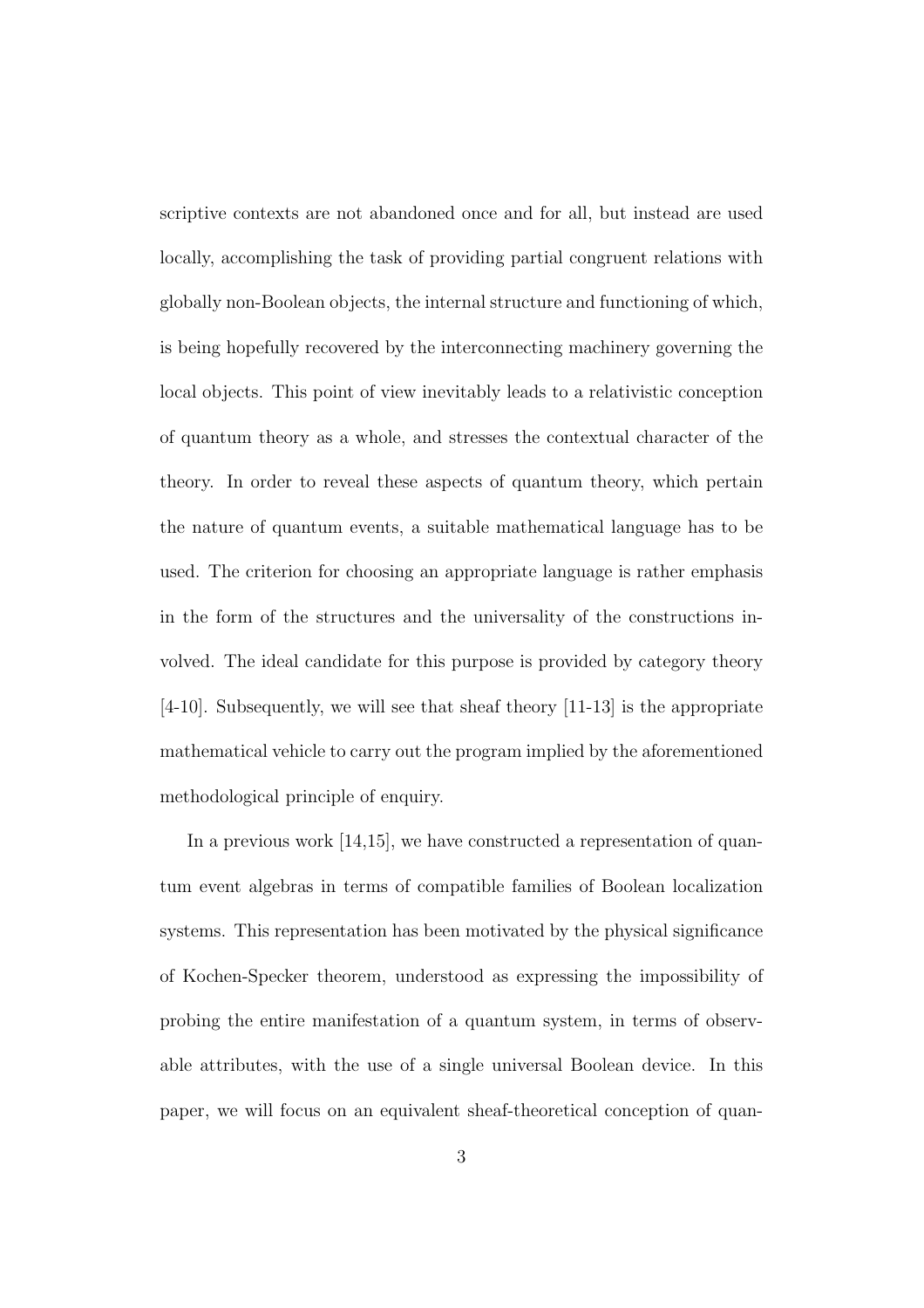scriptive contexts are not abandoned once and for all, but instead are used locally, accomplishing the task of providing partial congruent relations with globally non-Boolean objects, the internal structure and functioning of which, is being hopefully recovered by the interconnecting machinery governing the local objects. This point of view inevitably leads to a relativistic conception of quantum theory as a whole, and stresses the contextual character of the theory. In order to reveal these aspects of quantum theory, which pertain the nature of quantum events, a suitable mathematical language has to be used. The criterion for choosing an appropriate language is rather emphasis in the form of the structures and the universality of the constructions involved. The ideal candidate for this purpose is provided by category theory [4-10]. Subsequently, we will see that sheaf theory [11-13] is the appropriate mathematical vehicle to carry out the program implied by the aforementioned methodological principle of enquiry.

In a previous work [14,15], we have constructed a representation of quantum event algebras in terms of compatible families of Boolean localization systems. This representation has been motivated by the physical significance of Kochen-Specker theorem, understood as expressing the impossibility of probing the entire manifestation of a quantum system, in terms of observable attributes, with the use of a single universal Boolean device. In this paper, we will focus on an equivalent sheaf-theoretical conception of quan-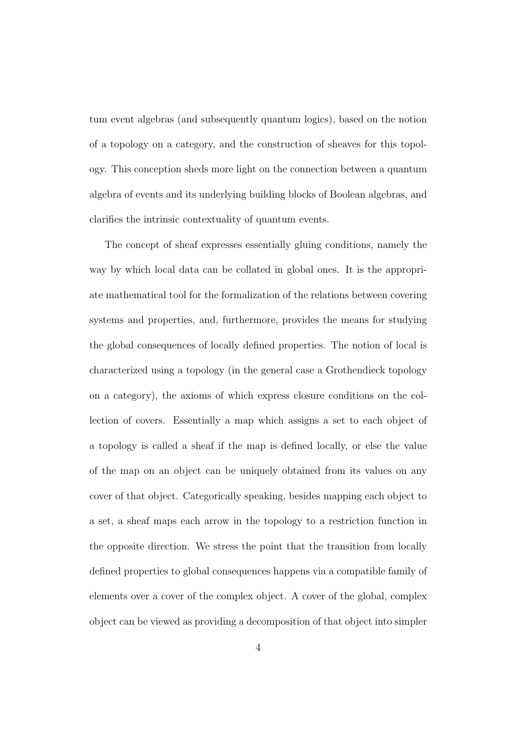tum event algebras (and subsequently quantum logics), based on the notion of a topology on a category, and the construction of sheaves for this topology. This conception sheds more light on the connection between a quantum algebra of events and its underlying building blocks of Boolean algebras, and clarifies the intrinsic contextuality of quantum events.

The concept of sheaf expresses essentially gluing conditions, namely the way by which local data can be collated in global ones. It is the appropriate mathematical tool for the formalization of the relations between covering systems and properties, and, furthermore, provides the means for studying the global consequences of locally defined properties. The notion of local is characterized using a topology (in the general case a Grothendieck topology on a category), the axioms of which express closure conditions on the collection of covers. Essentially a map which assigns a set to each object of a topology is called a sheaf if the map is defined locally, or else the value of the map on an object can be uniquely obtained from its values on any cover of that object. Categorically speaking, besides mapping each object to a set, a sheaf maps each arrow in the topology to a restriction function in the opposite direction. We stress the point that the transition from locally defined properties to global consequences happens via a compatible family of elements over a cover of the complex object. A cover of the global, complex object can be viewed as providing a decomposition of that object into simpler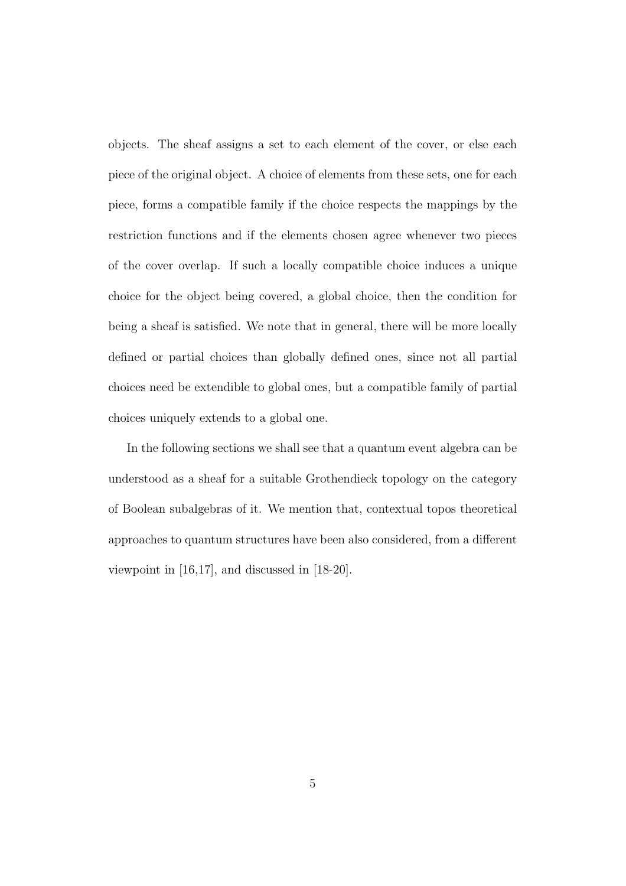objects. The sheaf assigns a set to each element of the cover, or else each piece of the original object. A choice of elements from these sets, one for each piece, forms a compatible family if the choice respects the mappings by the restriction functions and if the elements chosen agree whenever two pieces of the cover overlap. If such a locally compatible choice induces a unique choice for the object being covered, a global choice, then the condition for being a sheaf is satisfied. We note that in general, there will be more locally defined or partial choices than globally defined ones, since not all partial choices need be extendible to global ones, but a compatible family of partial choices uniquely extends to a global one.

In the following sections we shall see that a quantum event algebra can be understood as a sheaf for a suitable Grothendieck topology on the category of Boolean subalgebras of it. We mention that, contextual topos theoretical approaches to quantum structures have been also considered, from a different viewpoint in [16,17], and discussed in [18-20].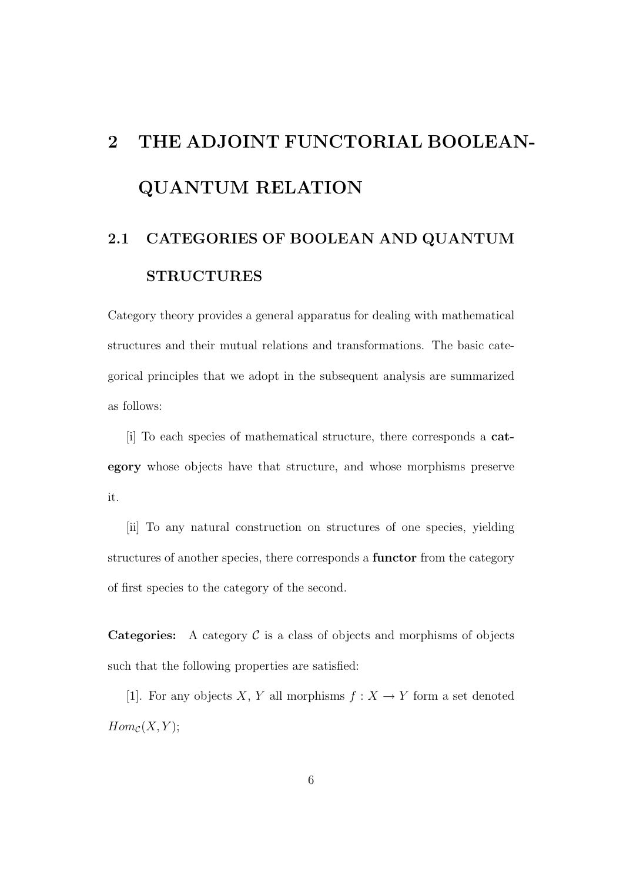# 2 THE ADJOINT FUNCTORIAL BOOLEAN-QUANTUM RELATION

## 2.1 CATEGORIES OF BOOLEAN AND QUANTUM STRUCTURES

Category theory provides a general apparatus for dealing with mathematical structures and their mutual relations and transformations. The basic categorical principles that we adopt in the subsequent analysis are summarized as follows:

[i] To each species of mathematical structure, there corresponds a **category** whose objects have that structure, and whose morphisms preserve it.

[ii] To any natural construction on structures of one species, yielding structures of another species, there corresponds a **functor** from the category of first species to the category of the second.

**Categories:** A category $\mathcal{C}$ is a class of objects and morphisms of objects such that the following properties are satisfied:

[1]. For any objects $X$, $Y$ all morphisms $f : X \to Y$ form a set denoted $Hom_{\mathcal{C}}(X, Y)$;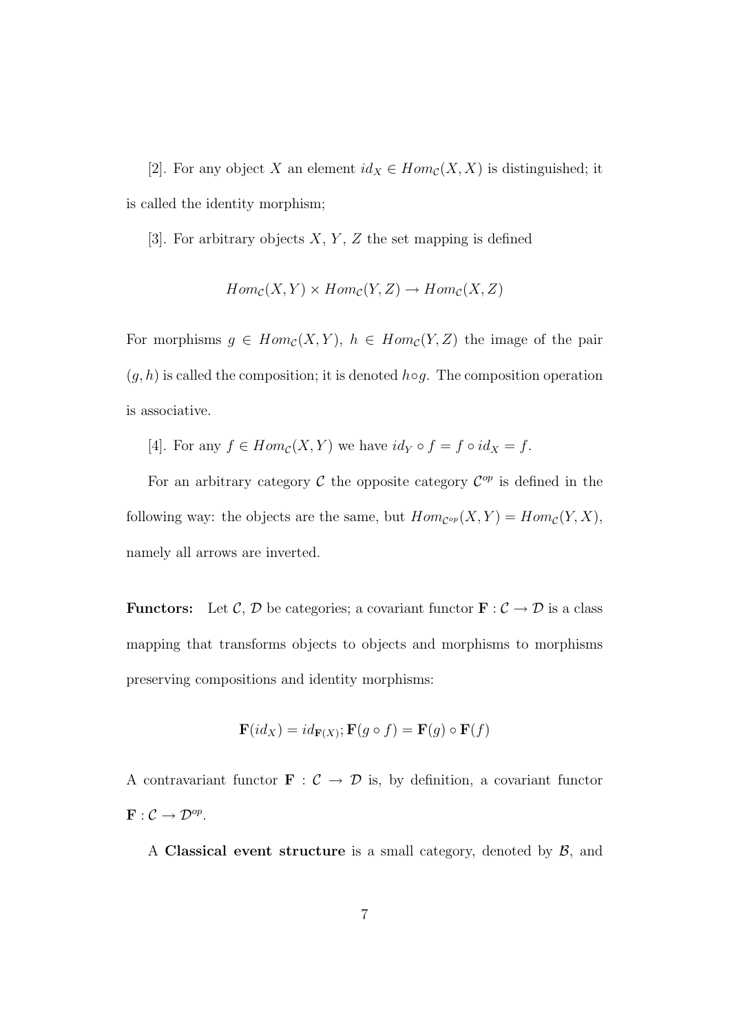[2]. For any object $X$ an element $id_X \in Hom_{\mathcal{C}}(X,X)$ is distinguished; it is called the identity morphism;

[3]. For arbitrary objects $X$, $Y$, $Z$ the set mapping is defined

$$Hom_{\mathcal{C}}(X,Y) \times Hom_{\mathcal{C}}(Y,Z) \rightarrow Hom_{\mathcal{C}}(X,Z)$$

For morphisms $g \in Hom_{\mathcal{C}}(X,Y)$, $h \in Hom_{\mathcal{C}}(Y,Z)$ the image of the pair $(g,h)$ is called the composition; it is denoted $h \circ g$. The composition operation is associative.

[4]. For any $f \in Hom_{\mathcal{C}}(X,Y)$ we have $id_Y \circ f = f \circ id_X = f$.

For an arbitrary category $\mathcal{C}$ the opposite category $\mathcal{C}^{op}$ is defined in the following way: the objects are the same, but $Hom_{\mathcal{C}^{op}}(X,Y) = Hom_{\mathcal{C}}(Y,X)$, namely all arrows are inverted.

**Functors:** Let $\mathcal{C}$, $\mathcal{D}$ be categories; a covariant functor $\mathbf{F} : \mathcal{C} \rightarrow \mathcal{D}$ is a class mapping that transforms objects to objects and morphisms to morphisms preserving compositions and identity morphisms:

$$\mathbf{F}(id_X) = id_{\mathbf{F}(X)}; \mathbf{F}(g \circ f) = \mathbf{F}(g) \circ \mathbf{F}(f)$$

A contravariant functor $\mathbf{F} : \mathcal{C} \rightarrow \mathcal{D}$ is, by definition, a covariant functor $\mathbf{F} : \mathcal{C} \rightarrow \mathcal{D}^{op}$.

A **Classical event structure** is a small category, denoted by $\mathcal{B}$, and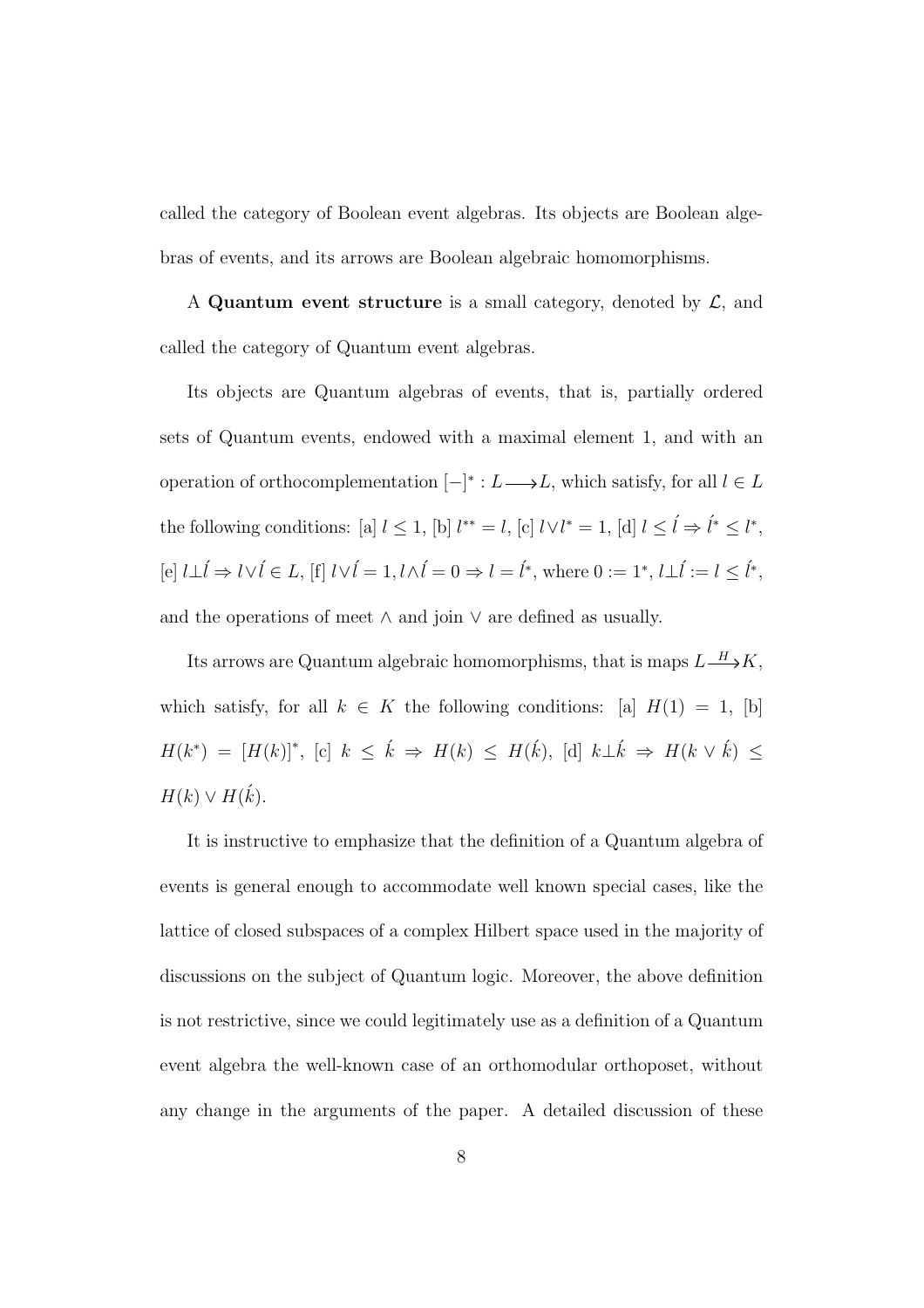called the category of Boolean event algebras. Its objects are Boolean algebras of events, and its arrows are Boolean algebraic homomorphisms.

A **Quantum event structure** is a small category, denoted by $\mathcal{L}$, and called the category of Quantum event algebras.

Its objects are Quantum algebras of events, that is, partially ordered sets of Quantum events, endowed with a maximal element 1, and with an operation of orthocomplementation $[-]^* : L \longrightarrow L$, which satisfy, for all $l \in L$ the following conditions: [a] $l \leq 1$, [b] $l^{**} = l$, [c] $l \vee l^* = 1$, [d] $l \leq \acute{l} \Rightarrow \acute{l}^* \leq l^*$, [e] $l \bot \acute{l} \Rightarrow l \vee \acute{l} \in L$, [f] $l \vee \acute{l} = 1, l \wedge \acute{l} = 0 \Rightarrow l = \acute{l}^*$, where $0 := 1^*$, $l \bot \acute{l} := l \leq \acute{l}^*$, and the operations of meet $\wedge$ and join $\vee$ are defined as usually.

Its arrows are Quantum algebraic homomorphisms, that is maps $L \xrightarrow{H} K$, which satisfy, for all $k \in K$ the following conditions: [a] $H(1) = 1$, [b] $H(k^*) = [H(k)]^*$, [c] $k \leq \acute{k} \Rightarrow H(k) \leq H(\acute{k})$, [d] $k \bot \acute{k} \Rightarrow H(k \vee \acute{k}) \leq H(k) \vee H(\acute{k})$.

It is instructive to emphasize that the definition of a Quantum algebra of events is general enough to accommodate well known special cases, like the lattice of closed subspaces of a complex Hilbert space used in the majority of discussions on the subject of Quantum logic. Moreover, the above definition is not restrictive, since we could legitimately use as a definition of a Quantum event algebra the well-known case of an orthomodular orthoposet, without any change in the arguments of the paper. A detailed discussion of these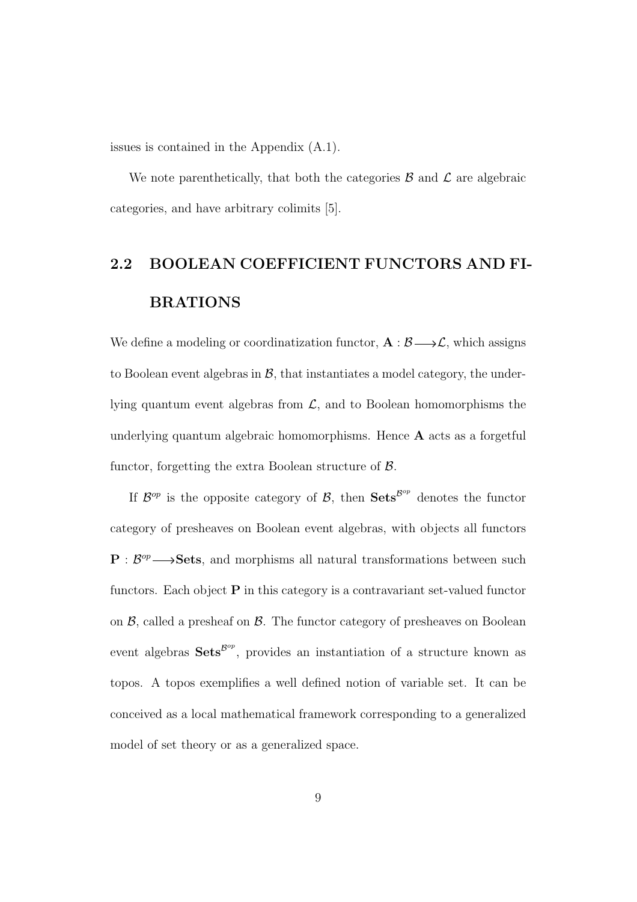issues is contained in the Appendix (A.1).

We note parenthetically, that both the categories $\mathcal{B}$ and $\mathcal{L}$ are algebraic categories, and have arbitrary colimits [5].

## 2.2 BOOLEAN COEFFICIENT FUNCTORS AND FIBRATIONS

We define a modeling or coordinatization functor, $\mathbf{A} : \mathcal{B} \longrightarrow \mathcal{L}$, which assigns to Boolean event algebras in $\mathcal{B}$, that instantiates a model category, the underlying quantum event algebras from $\mathcal{L}$, and to Boolean homomorphisms the underlying quantum algebraic homomorphisms. Hence $\mathbf{A}$ acts as a forgetful functor, forgetting the extra Boolean structure of $\mathcal{B}$.

If $\mathcal{B}^{op}$ is the opposite category of $\mathcal{B}$, then $\mathbf{Sets}^{\mathcal{B}^{op}}$ denotes the functor category of presheaves on Boolean event algebras, with objects all functors $\mathbf{P} : \mathcal{B}^{op} \longrightarrow \mathbf{Sets}$, and morphisms all natural transformations between such functors. Each object $\mathbf{P}$ in this category is a contravariant set-valued functor on $\mathcal{B}$, called a presheaf on $\mathcal{B}$. The functor category of presheaves on Boolean event algebras $\mathbf{Sets}^{\mathcal{B}^{op}}$, provides an instantiation of a structure known as topos. A topos exemplifies a well defined notion of variable set. It can be conceived as a local mathematical framework corresponding to a generalized model of set theory or as a generalized space.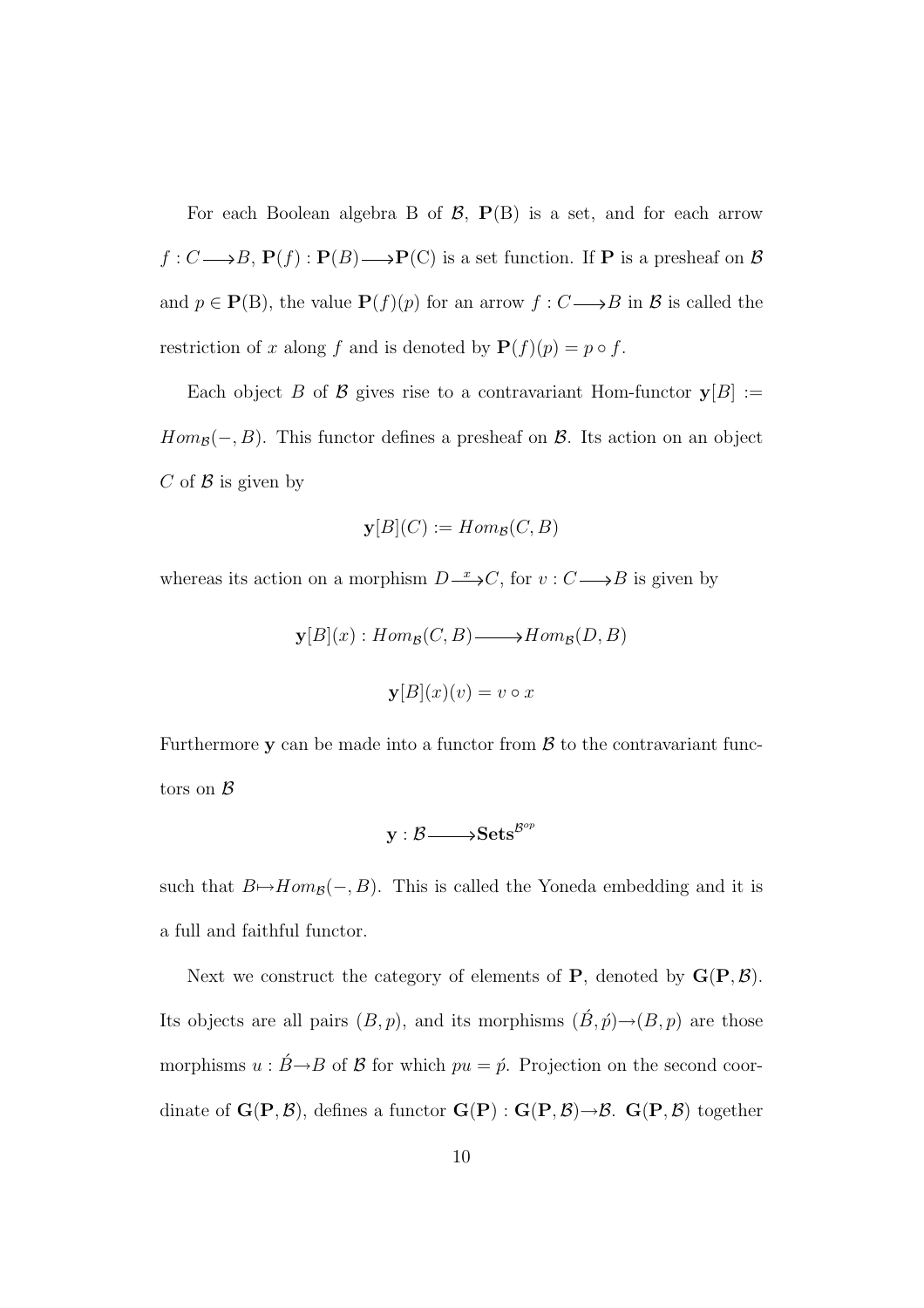For each Boolean algebra B of $\mathcal{B}$, $\mathbf{P}(\mathrm{B})$ is a set, and for each arrow $f : C \longrightarrow B$, $\mathbf{P}(f) : \mathbf{P}(B) \longrightarrow \mathbf{P}(\mathrm{C})$ is a set function. If $\mathbf{P}$ is a presheaf on $\mathcal{B}$ and $p \in \mathbf{P}(\mathrm{B})$, the value $\mathbf{P}(f)(p)$ for an arrow $f : C \longrightarrow B$ in $\mathcal{B}$ is called the restriction of $x$ along $f$ and is denoted by $\mathbf{P}(f)(p) = p \circ f$.

Each object $B$ of $\mathcal{B}$ gives rise to a contravariant Hom-functor $\mathbf{y}[B] := Hom_{\mathcal{B}}(-, B)$. This functor defines a presheaf on $\mathcal{B}$. Its action on an object $C$ of $\mathcal{B}$ is given by

$$\mathbf{y}[B](C) := Hom_{\mathcal{B}}(C, B)$$

whereas its action on a morphism $D \xrightarrow{x} C$, for $v : C \longrightarrow B$ is given by

$$\mathbf{y}[B](x) : Hom_{\mathcal{B}}(C, B) \longrightarrow Hom_{\mathcal{B}}(D, B)$$

$$\mathbf{y}[B](x)(v) = v \circ x$$

Furthermore $\mathbf{y}$ can be made into a functor from $\mathcal{B}$ to the contravariant functors on $\mathcal{B}$

$$\mathbf{y} : \mathcal{B} \longrightarrow \mathbf{Sets}^{\mathcal{B}^{op}}$$

such that $B \mapsto Hom_{\mathcal{B}}(-, B)$. This is called the Yoneda embedding and it is a full and faithful functor.

Next we construct the category of elements of $\mathbf{P}$, denoted by $\mathbf{G}(\mathbf{P}, \mathcal{B})$. Its objects are all pairs $(B, p)$, and its morphisms $(\acute{B}, \acute{p}) \rightarrow (B, p)$ are those morphisms $u : \acute{B} \rightarrow B$ of $\mathcal{B}$ for which $pu = \acute{p}$. Projection on the second coordinate of $\mathbf{G}(\mathbf{P}, \mathcal{B})$, defines a functor $\mathbf{G}(\mathbf{P}) : \mathbf{G}(\mathbf{P}, \mathcal{B}) \rightarrow \mathcal{B}$. $\mathbf{G}(\mathbf{P}, \mathcal{B})$ together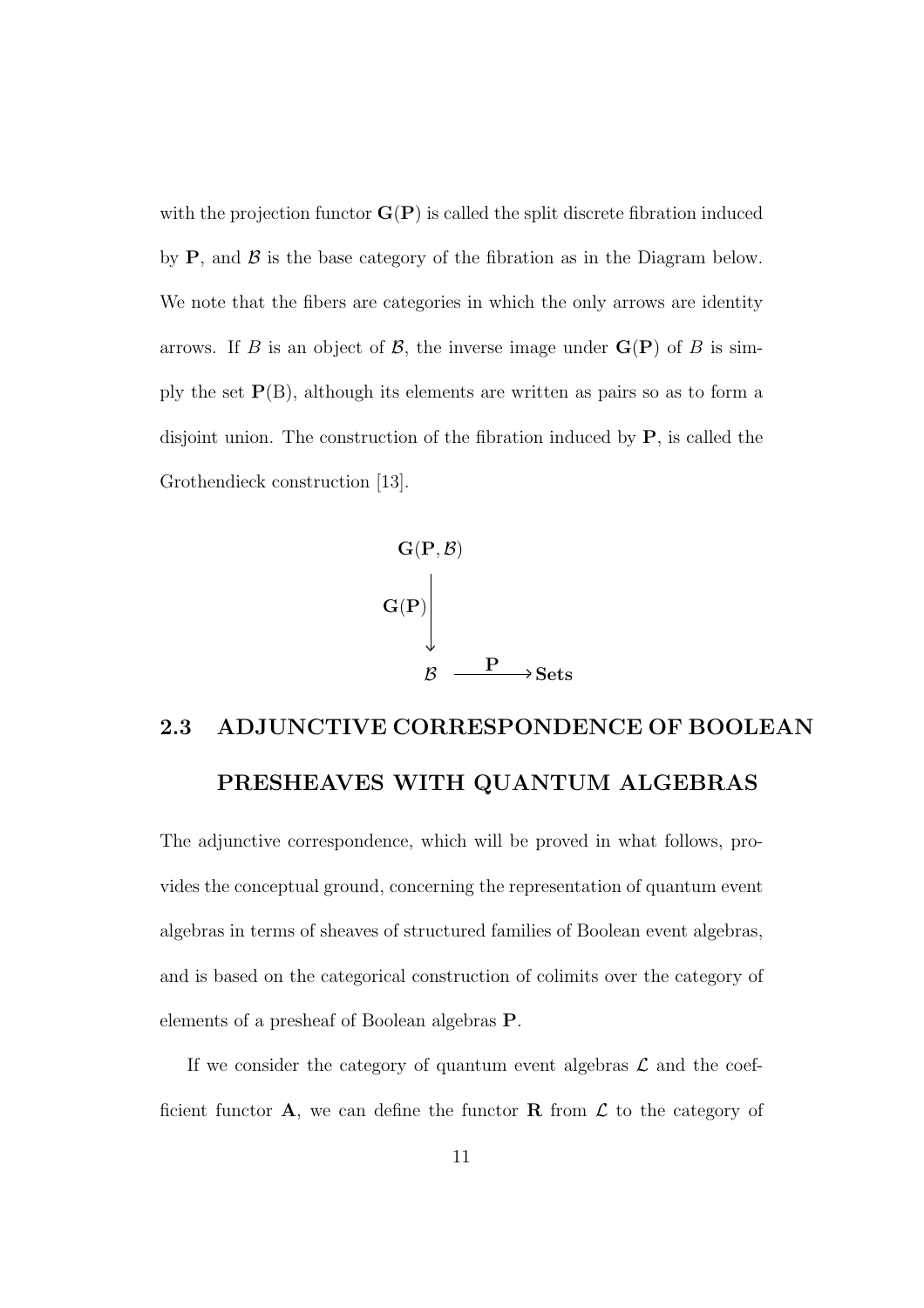with the projection functor $\mathbf{G}(\mathbf{P})$ is called the split discrete fibration induced by $\mathbf{P}$, and $\mathcal{B}$ is the base category of the fibration as in the Diagram below. We note that the fibers are categories in which the only arrows are identity arrows. If $B$ is an object of $\mathcal{B}$, the inverse image under $\mathbf{G}(\mathbf{P})$ of $B$ is simply the set $\mathbf{P}(\mathrm{B})$, although its elements are written as pairs so as to form a disjoint union. The construction of the fibration induced by $\mathbf{P}$, is called the Grothendieck construction [13].

$$\begin{array}{ccc}
\mathbf{G}(\mathbf{P}, \mathcal{B}) & & \\
\Big\downarrow {\scriptstyle \mathbf{G}(\mathbf{P})} & & \\
\mathcal{B} & \xrightarrow{\ \mathbf{P}\ } & \mathbf{Sets}
\end{array}$$

## 2.3 ADJUNCTIVE CORRESPONDENCE OF BOOLEAN PRESHEAVES WITH QUANTUM ALGEBRAS

The adjunctive correspondence, which will be proved in what follows, provides the conceptual ground, concerning the representation of quantum event algebras in terms of sheaves of structured families of Boolean event algebras, and is based on the categorical construction of colimits over the category of elements of a presheaf of Boolean algebras $\mathbf{P}$.

If we consider the category of quantum event algebras $\mathcal{L}$ and the coefficient functor $\mathbf{A}$, we can define the functor $\mathbf{R}$ from $\mathcal{L}$ to the category of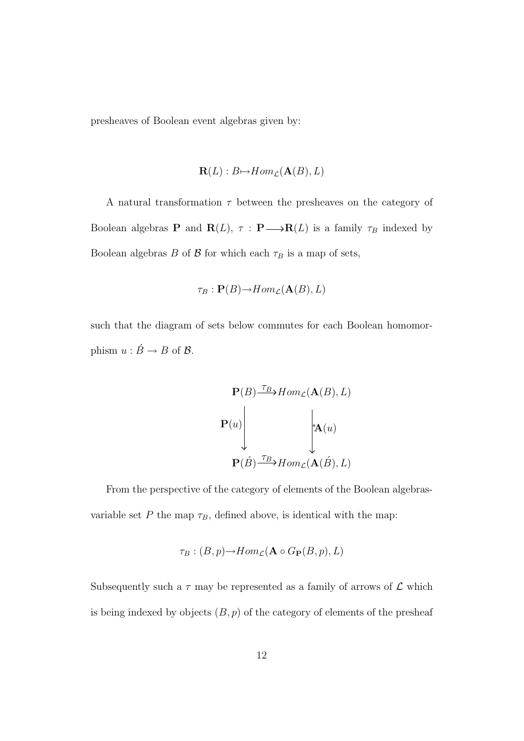presheaves of Boolean event algebras given by:

$$\mathbf{R}(L) : B \mapsto Hom_{\mathcal{L}}(\mathbf{A}(B), L)$$

A natural transformation $\tau$ between the presheaves on the category of Boolean algebras $\mathbf{P}$ and $\mathbf{R}(L)$, $\tau : \mathbf{P} \longrightarrow \mathbf{R}(L)$ is a family $\tau_B$ indexed by Boolean algebras $B$ of $\mathcal{B}$ for which each $\tau_B$ is a map of sets,

$$\tau_B : \mathbf{P}(B) \rightarrow Hom_{\mathcal{L}}(\mathbf{A}(B), L)$$

such that the diagram of sets below commutes for each Boolean homomorphism $u : \acute{B} \rightarrow B$ of $\mathcal{B}$.

$$\begin{array}{ccc}
\mathbf{P}(B) & \xrightarrow{\tau_B} & Hom_{\mathcal{L}}(\mathbf{A}(B), L) \\
\mathbf{P}(u) \downarrow & & \downarrow {}^{*}\mathbf{A}(u) \\
\mathbf{P}(\acute{B}) & \xrightarrow{\tau_B} & Hom_{\mathcal{L}}(\mathbf{A}(\acute{B}), L)
\end{array}$$

From the perspective of the category of elements of the Boolean algebras-variable set $P$ the map $\tau_B$, defined above, is identical with the map:

$$\tau_B : (B, p) \rightarrow Hom_{\mathcal{L}}(\mathbf{A} \circ G_{\mathbf{P}}(B, p), L)$$

Subsequently such a $\tau$ may be represented as a family of arrows of $\mathcal{L}$ which is being indexed by objects $(B, p)$ of the category of elements of the presheaf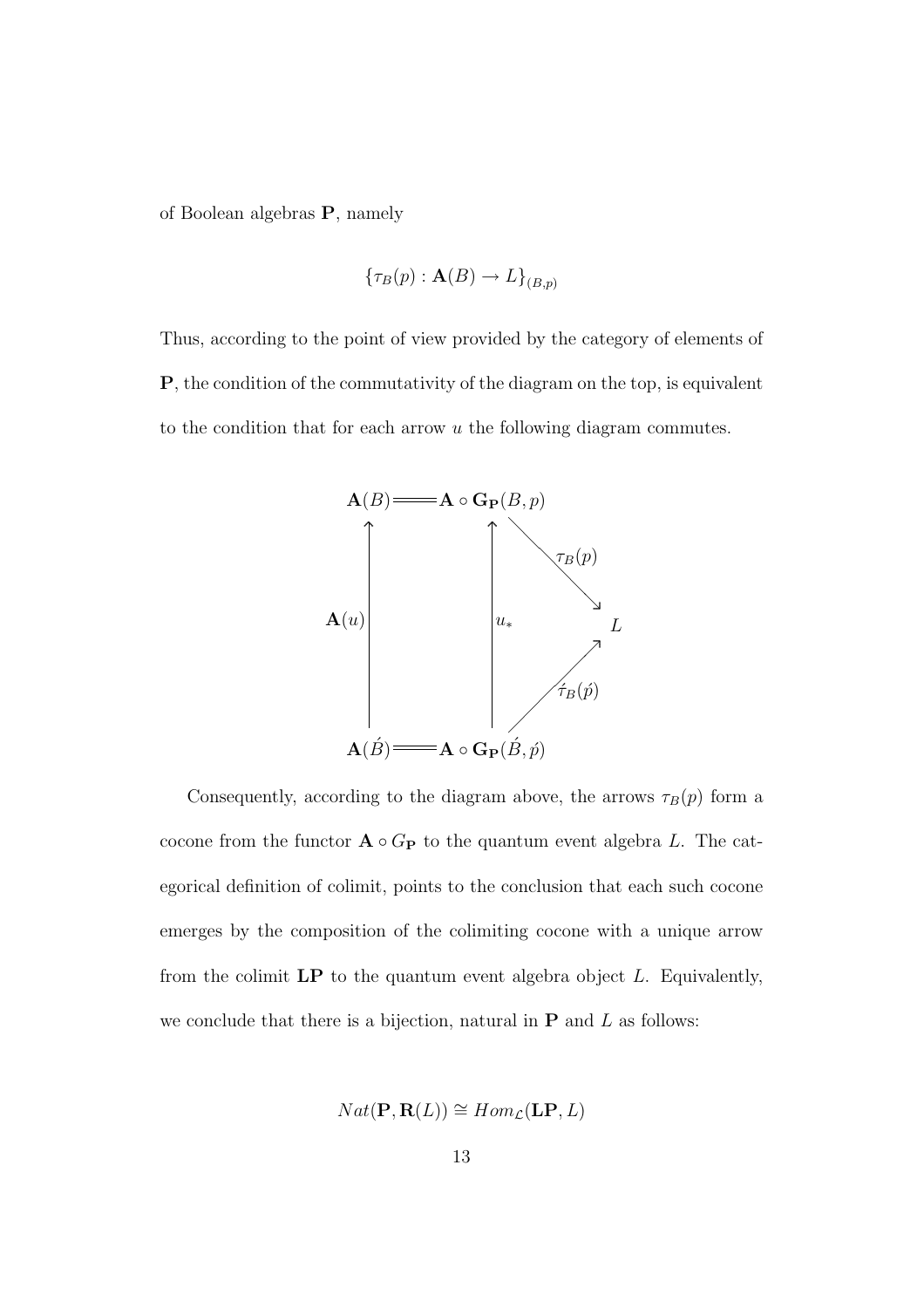of Boolean algebras **P**, namely

$$\{\tau_B(p) : \mathbf{A}(B) \to L\}_{(B,p)}$$

Thus, according to the point of view provided by the category of elements of **P**, the condition of the commutativity of the diagram on the top, is equivalent to the condition that for each arrow $u$ the following diagram commutes.

$$\begin{array}{ccccc}
\mathbf{A}(B) & = & \mathbf{A} \circ \mathbf{G_P}(B, p) & & \\
\uparrow \mathbf{A}(u) & & \uparrow u_* & \searrow^{\tau_B(p)} & \\
 & & & & L \\
 & & & \nearrow_{\acute{\tau}_B(\acute{p})} & \\
\mathbf{A}(\acute{B}) & = & \mathbf{A} \circ \mathbf{G_P}(\acute{B}, \acute{p}) & &
\end{array}$$

Consequently, according to the diagram above, the arrows $\tau_B(p)$ form a cocone from the functor $\mathbf{A} \circ G_{\mathbf{P}}$ to the quantum event algebra $L$. The categorical definition of colimit, points to the conclusion that each such cocone emerges by the composition of the colimiting cocone with a unique arrow from the colimit **LP** to the quantum event algebra object $L$. Equivalently, we conclude that there is a bijection, natural in **P** and $L$ as follows:

$$Nat(\mathbf{P}, \mathbf{R}(L)) \cong Hom_{\mathcal{L}}(\mathbf{LP}, L)$$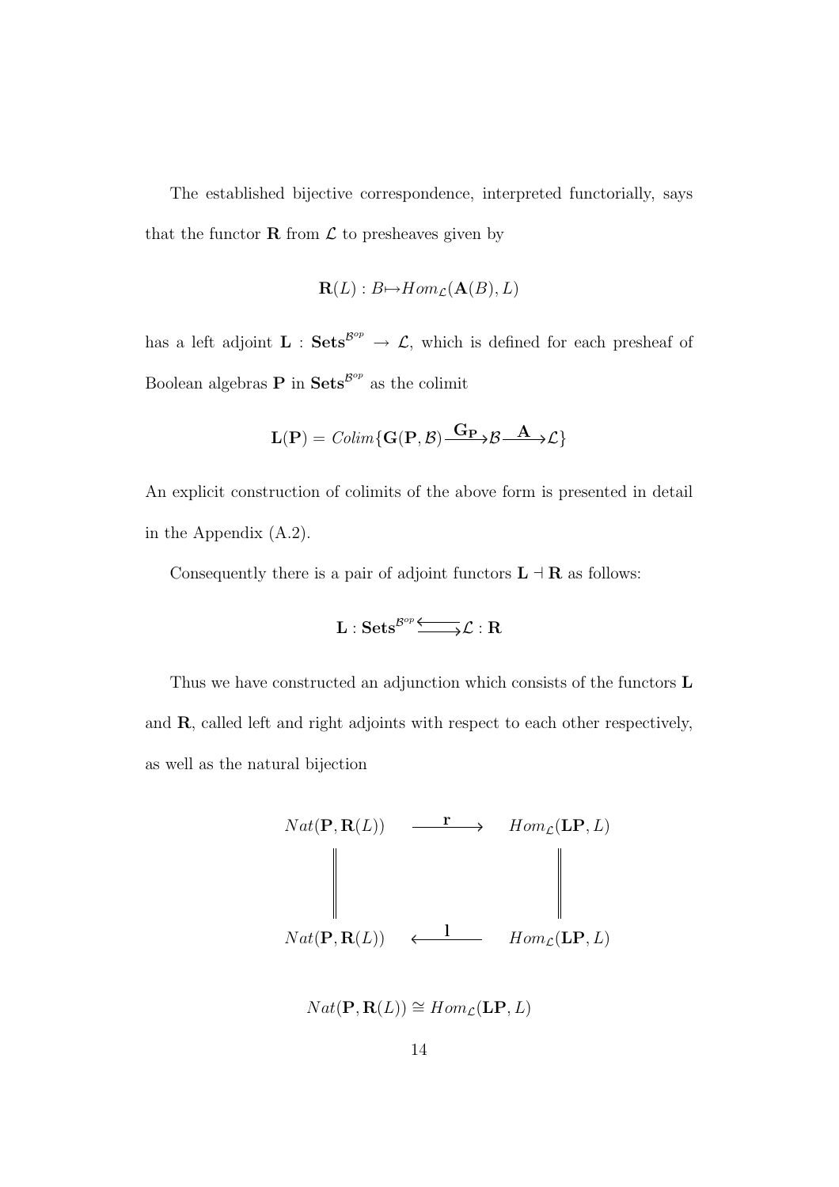The established bijective correspondence, interpreted functorially, says that the functor $\mathbf{R}$ from $\mathcal{L}$ to presheaves given by

$$\mathbf{R}(L) : B \mapsto Hom_{\mathcal{L}}(\mathbf{A}(B), L)$$

has a left adjoint $\mathbf{L} : \mathbf{Sets}^{\mathcal{B}^{op}} \to \mathcal{L}$, which is defined for each presheaf of Boolean algebras $\mathbf{P}$ in $\mathbf{Sets}^{\mathcal{B}^{op}}$ as the colimit

$$\mathbf{L}(\mathbf{P}) = Colim\{\mathbf{G}(\mathbf{P}, \mathcal{B}) \xrightarrow{\mathbf{G_P}} \mathcal{B} \xrightarrow{\mathbf{A}} \mathcal{L}\}$$

An explicit construction of colimits of the above form is presented in detail in the Appendix (A.2).

Consequently there is a pair of adjoint functors $\mathbf{L} \dashv \mathbf{R}$ as follows:

$$\mathbf{L} : \mathbf{Sets}^{\mathcal{B}^{op}} \rightleftarrows \mathcal{L} : \mathbf{R}$$

Thus we have constructed an adjunction which consists of the functors $\mathbf{L}$ and $\mathbf{R}$, called left and right adjoints with respect to each other respectively, as well as the natural bijection

$$\begin{array}{ccc} Nat(\mathbf{P}, \mathbf{R}(L)) & \xrightarrow{\mathbf{r}} & Hom_{\mathcal{L}}(\mathbf{LP}, L) \\ \| & & \| \\ Nat(\mathbf{P}, \mathbf{R}(L)) & \xleftarrow{\mathbf{l}} & Hom_{\mathcal{L}}(\mathbf{LP}, L) \end{array}$$

$$Nat(\mathbf{P}, \mathbf{R}(L)) \cong Hom_{\mathcal{L}}(\mathbf{LP}, L)$$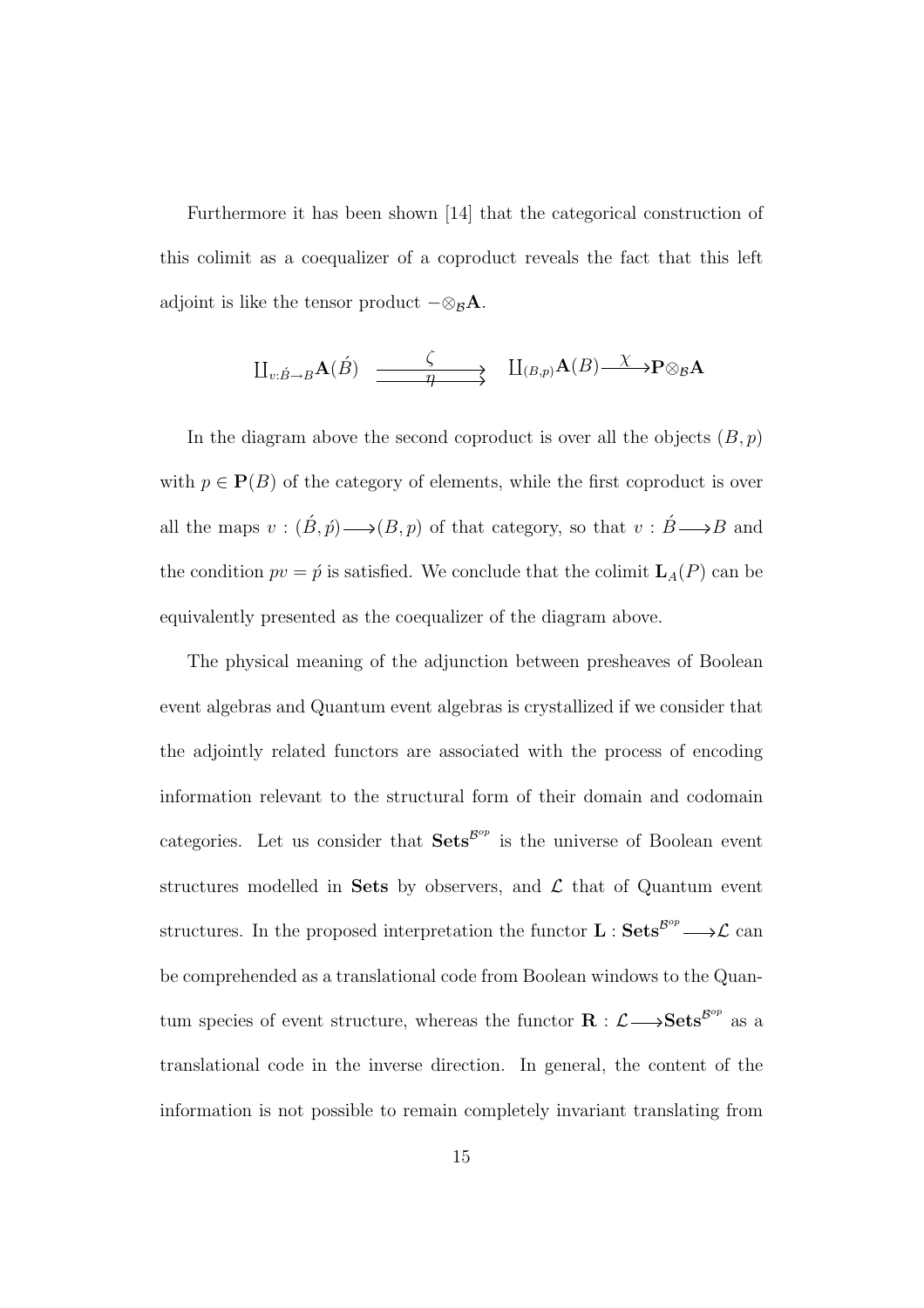Furthermore it has been shown [14] that the categorical construction of this colimit as a coequalizer of a coproduct reveals the fact that this left adjoint is like the tensor product $-\otimes_{\mathcal{B}}\mathbf{A}$.

$$\coprod_{v:\acute{B}\to B}\mathbf{A}(\acute{B}) \;\underset{\eta}{\overset{\zeta}{\rightrightarrows}}\; \coprod_{(B,p)}\mathbf{A}(B) \overset{\chi}{\longrightarrow} \mathbf{P}\otimes_{\mathcal{B}}\mathbf{A}$$

In the diagram above the second coproduct is over all the objects $(B,p)$ with $p \in \mathbf{P}(B)$ of the category of elements, while the first coproduct is over all the maps $v : (\acute{B}, \acute{p}) \longrightarrow (B,p)$ of that category, so that $v : \acute{B} \longrightarrow B$ and the condition $pv = \acute{p}$ is satisfied. We conclude that the colimit $\mathbf{L}_A(P)$ can be equivalently presented as the coequalizer of the diagram above.

The physical meaning of the adjunction between presheaves of Boolean event algebras and Quantum event algebras is crystallized if we consider that the adjointly related functors are associated with the process of encoding information relevant to the structural form of their domain and codomain categories. Let us consider that $\mathbf{Sets}^{\mathcal{B}^{op}}$ is the universe of Boolean event structures modelled in **Sets** by observers, and $\mathcal{L}$ that of Quantum event structures. In the proposed interpretation the functor $\mathbf{L} : \mathbf{Sets}^{\mathcal{B}^{op}} \longrightarrow \mathcal{L}$ can be comprehended as a translational code from Boolean windows to the Quantum species of event structure, whereas the functor $\mathbf{R} : \mathcal{L} \longrightarrow \mathbf{Sets}^{\mathcal{B}^{op}}$ as a translational code in the inverse direction. In general, the content of the information is not possible to remain completely invariant translating from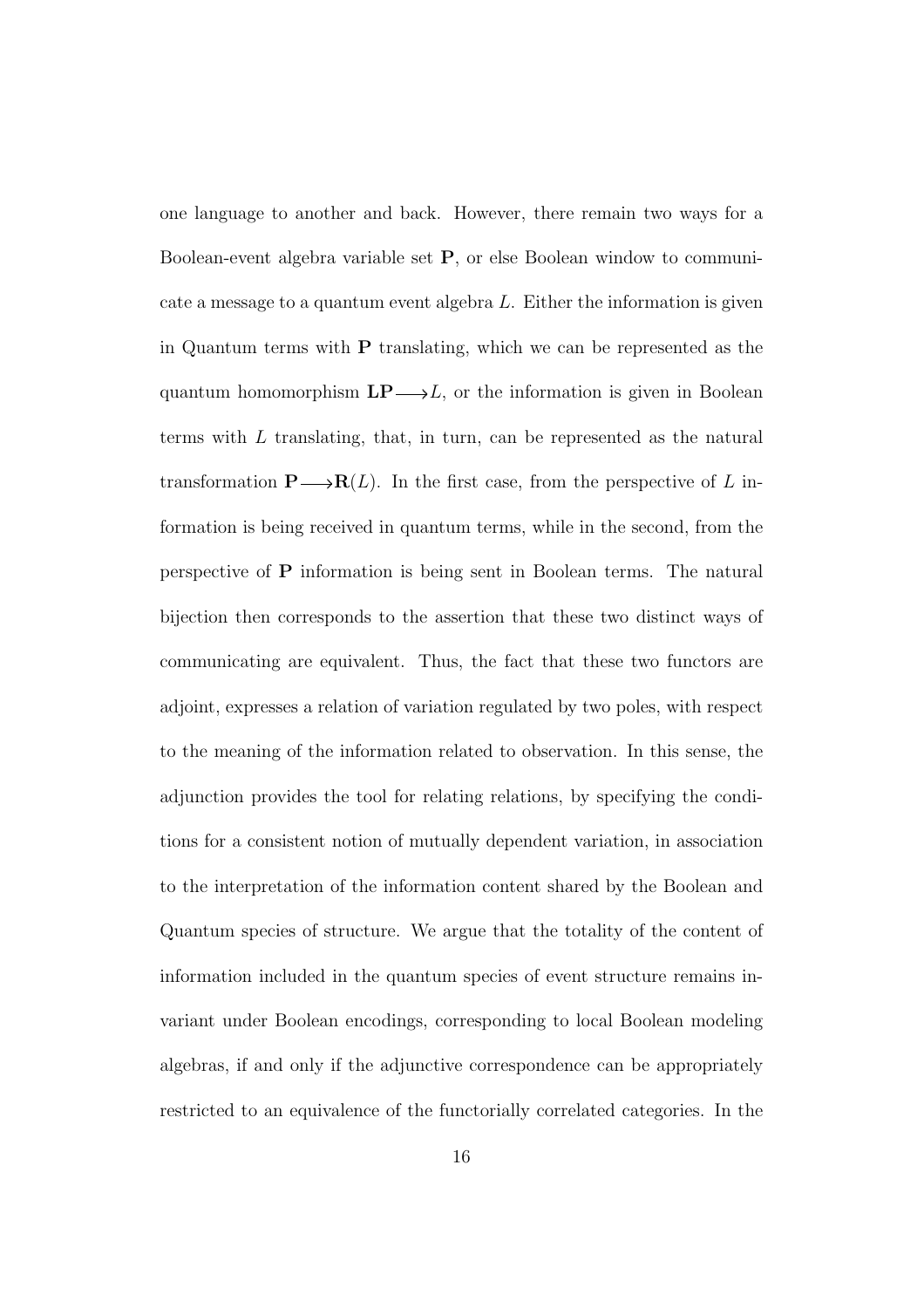one language to another and back. However, there remain two ways for a Boolean-event algebra variable set $\mathbf{P}$, or else Boolean window to communicate a message to a quantum event algebra $L$. Either the information is given in Quantum terms with $\mathbf{P}$ translating, which we can be represented as the quantum homomorphism $\mathbf{LP} \longrightarrow L$, or the information is given in Boolean terms with $L$ translating, that, in turn, can be represented as the natural transformation $\mathbf{P} \longrightarrow \mathbf{R}(L)$. In the first case, from the perspective of $L$ information is being received in quantum terms, while in the second, from the perspective of $\mathbf{P}$ information is being sent in Boolean terms. The natural bijection then corresponds to the assertion that these two distinct ways of communicating are equivalent. Thus, the fact that these two functors are adjoint, expresses a relation of variation regulated by two poles, with respect to the meaning of the information related to observation. In this sense, the adjunction provides the tool for relating relations, by specifying the conditions for a consistent notion of mutually dependent variation, in association to the interpretation of the information content shared by the Boolean and Quantum species of structure. We argue that the totality of the content of information included in the quantum species of event structure remains invariant under Boolean encodings, corresponding to local Boolean modeling algebras, if and only if the adjunctive correspondence can be appropriately restricted to an equivalence of the functorially correlated categories. In the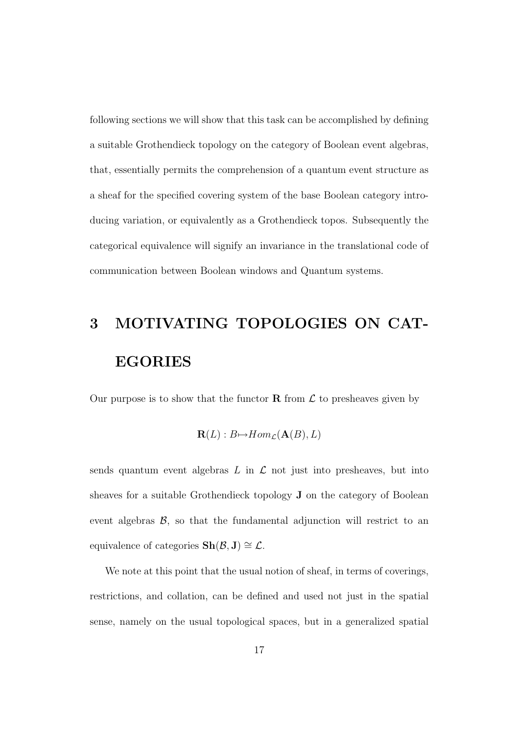following sections we will show that this task can be accomplished by defining a suitable Grothendieck topology on the category of Boolean event algebras, that, essentially permits the comprehension of a quantum event structure as a sheaf for the specified covering system of the base Boolean category introducing variation, or equivalently as a Grothendieck topos. Subsequently the categorical equivalence will signify an invariance in the translational code of communication between Boolean windows and Quantum systems.

# 3 MOTIVATING TOPOLOGIES ON CATEGORIES

Our purpose is to show that the functor $\mathbf{R}$ from $\mathcal{L}$ to presheaves given by

$$\mathbf{R}(L) : B \mapsto Hom_{\mathcal{L}}(\mathbf{A}(B), L)$$

sends quantum event algebras $L$ in $\mathcal{L}$ not just into presheaves, but into sheaves for a suitable Grothendieck topology $\mathbf{J}$ on the category of Boolean event algebras $\mathcal{B}$, so that the fundamental adjunction will restrict to an equivalence of categories $\mathbf{Sh}(\mathcal{B}, \mathbf{J}) \cong \mathcal{L}$.

We note at this point that the usual notion of sheaf, in terms of coverings, restrictions, and collation, can be defined and used not just in the spatial sense, namely on the usual topological spaces, but in a generalized spatial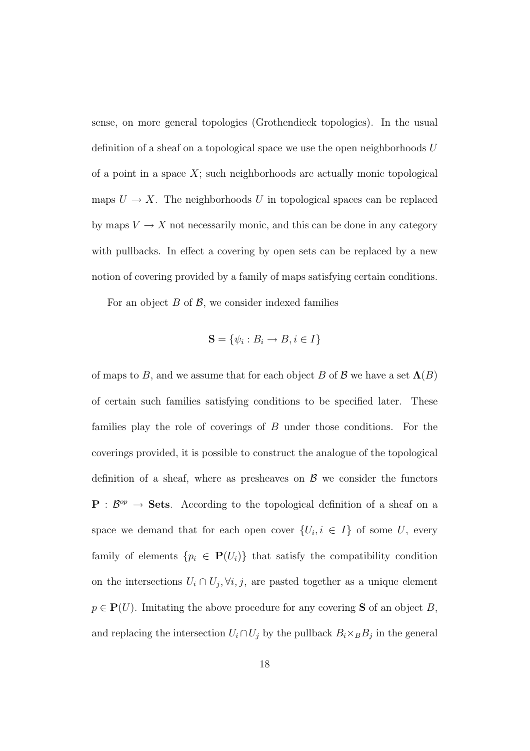sense, on more general topologies (Grothendieck topologies). In the usual definition of a sheaf on a topological space we use the open neighborhoods $U$ of a point in a space $X$; such neighborhoods are actually monic topological maps $U \to X$. The neighborhoods $U$ in topological spaces can be replaced by maps $V \to X$ not necessarily monic, and this can be done in any category with pullbacks. In effect a covering by open sets can be replaced by a new notion of covering provided by a family of maps satisfying certain conditions.

For an object $B$ of $\mathcal{B}$, we consider indexed families

$$\mathbf{S} = \{\psi_i : B_i \to B, i \in I\}$$

of maps to $B$, and we assume that for each object $B$ of $\mathcal{B}$ we have a set $\mathbf{\Lambda}(B)$ of certain such families satisfying conditions to be specified later. These families play the role of coverings of $B$ under those conditions. For the coverings provided, it is possible to construct the analogue of the topological definition of a sheaf, where as presheaves on $\mathcal{B}$ we consider the functors $\mathbf{P} : \mathcal{B}^{op} \to \mathbf{Sets}$. According to the topological definition of a sheaf on a space we demand that for each open cover $\{U_i, i \in I\}$ of some $U$, every family of elements $\{p_i \in \mathbf{P}(U_i)\}$ that satisfy the compatibility condition on the intersections $U_i \cap U_j, \forall i, j$, are pasted together as a unique element $p \in \mathbf{P}(U)$. Imitating the above procedure for any covering $\mathbf{S}$ of an object $B$, and replacing the intersection $U_i \cap U_j$ by the pullback $B_i \times_B B_j$ in the general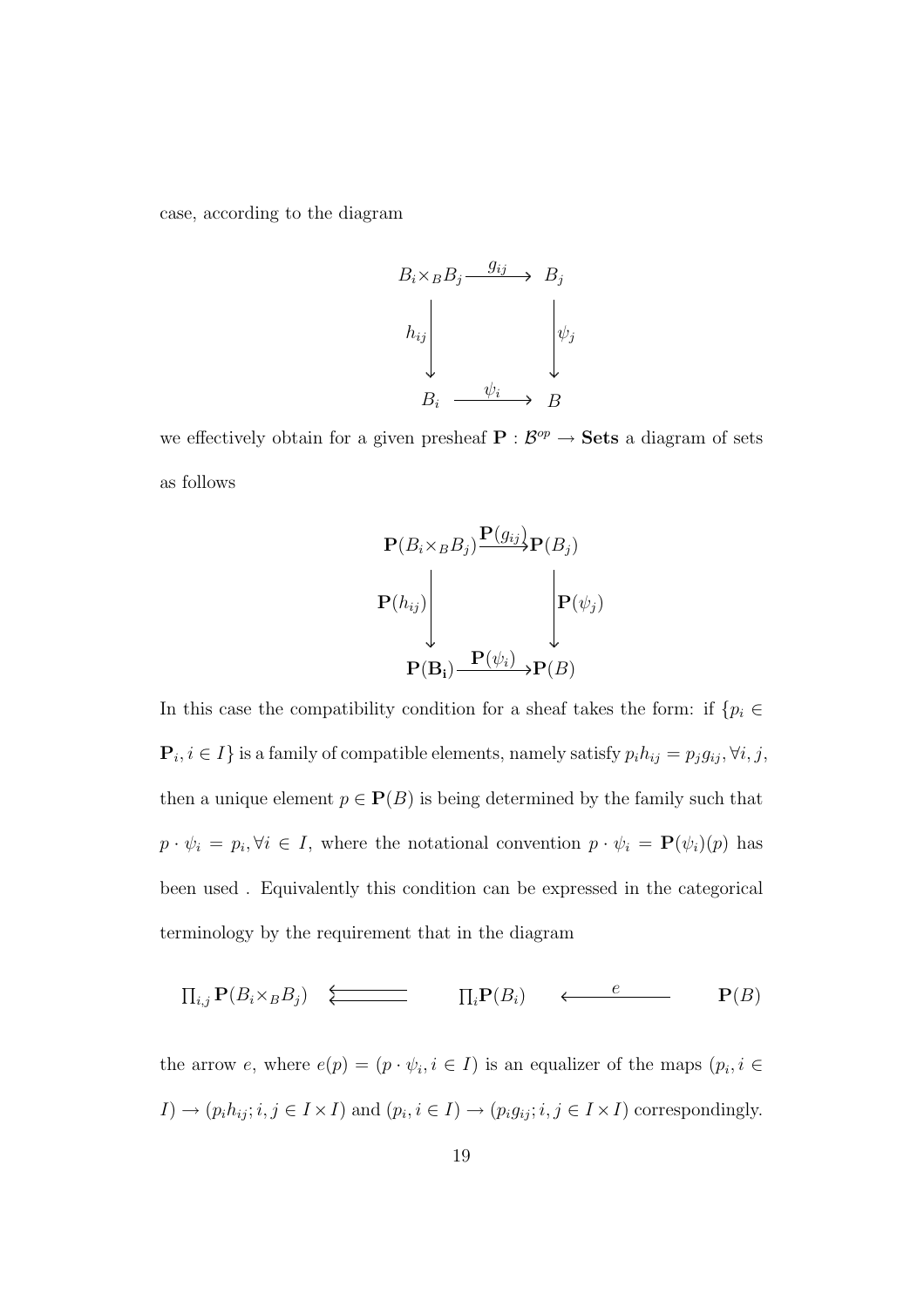case, according to the diagram

$$
\begin{array}{ccc}
B_i \times_B B_j & \xrightarrow{g_{ij}} & B_j \\
{\scriptstyle h_{ij}} \downarrow & & \downarrow {\scriptstyle \psi_j} \\
B_i & \xrightarrow{\psi_i} & B
\end{array}
$$

we effectively obtain for a given presheaf $\mathbf{P} : \mathcal{B}^{op} \to \mathbf{Sets}$ a diagram of sets as follows

$$
\begin{array}{ccc}
\mathbf{P}(B_i \times_B B_j) & \xrightarrow{\mathbf{P}(g_{ij})} & \mathbf{P}(B_j) \\
{\scriptstyle \mathbf{P}(h_{ij})} \downarrow & & \downarrow {\scriptstyle \mathbf{P}(\psi_j)} \\
\mathbf{P}(\mathbf{B_i}) & \xrightarrow{\mathbf{P}(\psi_i)} & \mathbf{P}(B)
\end{array}
$$

In this case the compatibility condition for a sheaf takes the form: if $\{p_i \in \mathbf{P}_i, i \in I\}$ is a family of compatible elements, namely satisfy $p_i h_{ij} = p_j g_{ij}, \forall i, j$, then a unique element $p \in \mathbf{P}(B)$ is being determined by the family such that $p \cdot \psi_i = p_i, \forall i \in I$, where the notational convention $p \cdot \psi_i = \mathbf{P}(\psi_i)(p)$ has been used . Equivalently this condition can be expressed in the categorical terminology by the requirement that in the diagram

$$
\prod_{i,j} \mathbf{P}(B_i \times_B B_j) \quad \leftleftarrows \quad \prod_i \mathbf{P}(B_i) \quad \xleftarrow{\quad e \quad} \quad \mathbf{P}(B)
$$

the arrow $e$, where $e(p) = (p \cdot \psi_i, i \in I)$ is an equalizer of the maps $(p_i, i \in I) \to (p_i h_{ij}; i, j \in I \times I)$ and $(p_i, i \in I) \to (p_i g_{ij}; i, j \in I \times I)$ correspondingly.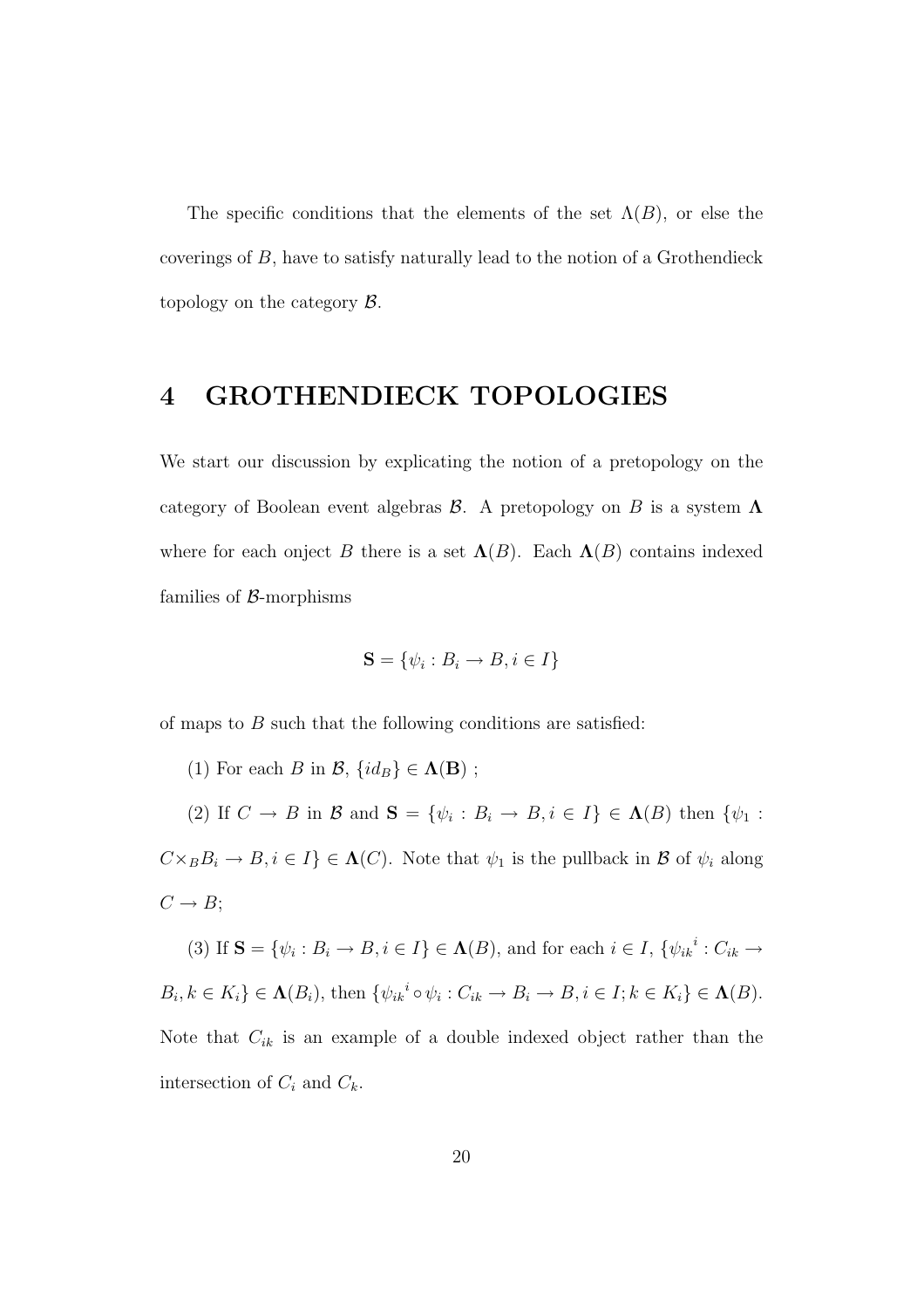The specific conditions that the elements of the set $\Lambda(B)$, or else the coverings of $B$, have to satisfy naturally lead to the notion of a Grothendieck topology on the category $\mathcal{B}$.

## 4 GROTHENDIECK TOPOLOGIES

We start our discussion by explicating the notion of a pretopology on the category of Boolean event algebras $\mathcal{B}$. A pretopology on $B$ is a system $\mathbf{\Lambda}$ where for each onject $B$ there is a set $\mathbf{\Lambda}(B)$. Each $\mathbf{\Lambda}(B)$ contains indexed families of $\mathcal{B}$-morphisms

$$\mathbf{S} = \{\psi_i : B_i \to B, i \in I\}$$

of maps to $B$ such that the following conditions are satisfied:

(1) For each $B$ in $\mathcal{B}$, $\{id_B\} \in \mathbf{\Lambda}(\mathbf{B})$ ;

(2) If $C \to B$ in $\mathcal{B}$ and $\mathbf{S} = \{\psi_i : B_i \to B, i \in I\} \in \mathbf{\Lambda}(B)$ then $\{\psi_1 : C \times_B B_i \to B, i \in I\} \in \mathbf{\Lambda}(C)$. Note that $\psi_1$ is the pullback in $\mathcal{B}$ of $\psi_i$ along $C \to B$;

(3) If $\mathbf{S} = \{\psi_i : B_i \to B, i \in I\} \in \mathbf{\Lambda}(B)$, and for each $i \in I$, $\{{\psi_{ik}}^i : C_{ik} \to B_i, k \in K_i\} \in \mathbf{\Lambda}(B_i)$, then $\{{\psi_{ik}}^i \circ \psi_i : C_{ik} \to B_i \to B, i \in I; k \in K_i\} \in \mathbf{\Lambda}(B)$. Note that $C_{ik}$ is an example of a double indexed object rather than the intersection of $C_i$ and $C_k$.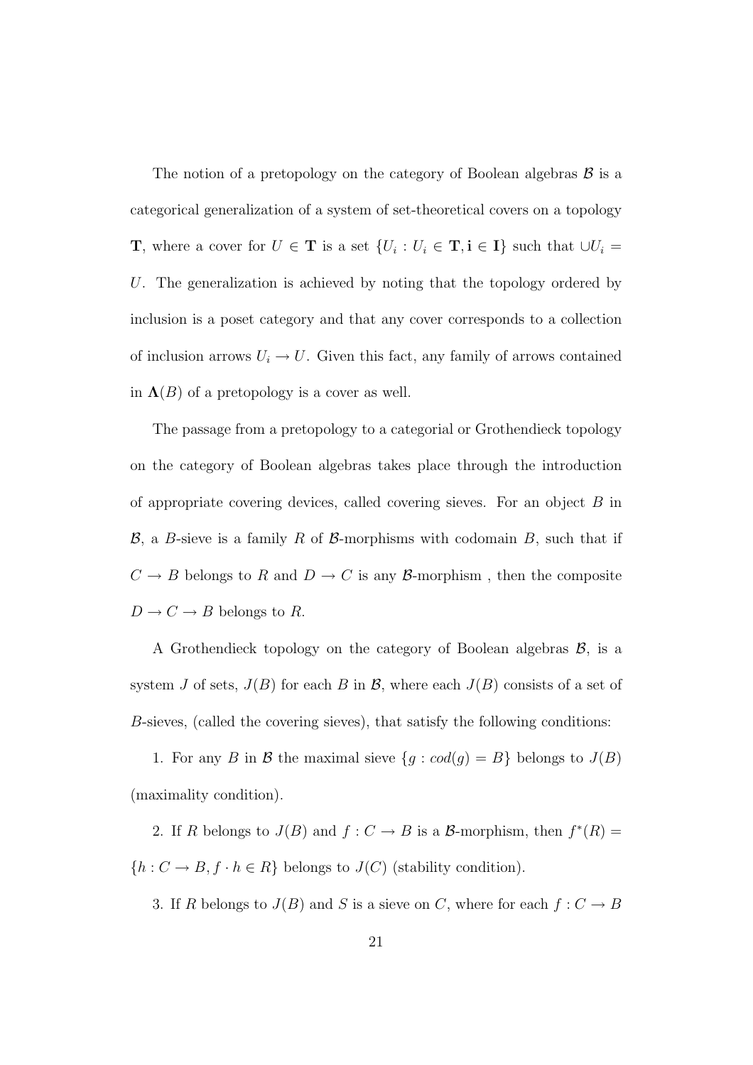The notion of a pretopology on the category of Boolean algebras $\mathcal{B}$ is a categorical generalization of a system of set-theoretical covers on a topology $\mathbf{T}$, where a cover for $U \in \mathbf{T}$ is a set $\{U_i : U_i \in \mathbf{T}, \mathbf{i} \in \mathbf{I}\}$ such that $\cup U_i = U$. The generalization is achieved by noting that the topology ordered by inclusion is a poset category and that any cover corresponds to a collection of inclusion arrows $U_i \to U$. Given this fact, any family of arrows contained in $\mathbf{\Lambda}(B)$ of a pretopology is a cover as well.

The passage from a pretopology to a categorial or Grothendieck topology on the category of Boolean algebras takes place through the introduction of appropriate covering devices, called covering sieves. For an object $B$ in $\mathcal{B}$, a $B$-sieve is a family $R$ of $\mathcal{B}$-morphisms with codomain $B$, such that if $C \to B$ belongs to $R$ and $D \to C$ is any $\mathcal{B}$-morphism , then the composite $D \to C \to B$ belongs to $R$.

A Grothendieck topology on the category of Boolean algebras $\mathcal{B}$, is a system $J$ of sets, $J(B)$ for each $B$ in $\mathcal{B}$, where each $J(B)$ consists of a set of $B$-sieves, (called the covering sieves), that satisfy the following conditions:

1. For any $B$ in $\mathcal{B}$ the maximal sieve $\{g : cod(g) = B\}$ belongs to $J(B)$ (maximality condition).

2. If $R$ belongs to $J(B)$ and $f : C \to B$ is a $\mathcal{B}$-morphism, then $f^*(R) = \{h : C \to B, f \cdot h \in R\}$ belongs to $J(C)$ (stability condition).

3. If $R$ belongs to $J(B)$ and $S$ is a sieve on $C$, where for each $f : C \to B$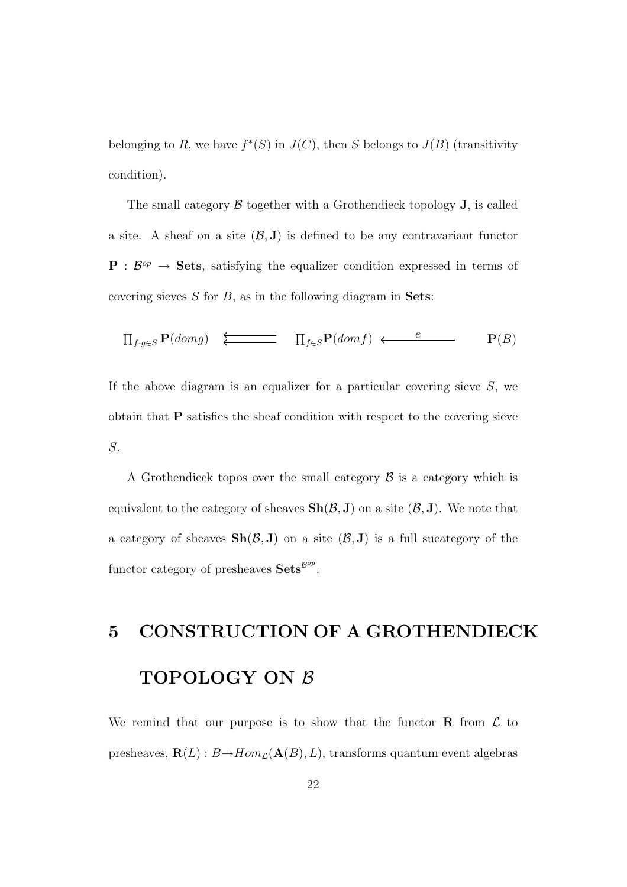belonging to $R$, we have $f^*(S)$ in $J(C)$, then $S$ belongs to $J(B)$ (transitivity condition).

The small category $\mathcal{B}$ together with a Grothendieck topology $\mathbf{J}$, is called a site. A sheaf on a site $(\mathcal{B}, \mathbf{J})$ is defined to be any contravariant functor $\mathbf{P} : \mathcal{B}^{op} \to \mathbf{Sets}$, satisfying the equalizer condition expressed in terms of covering sieves $S$ for $B$, as in the following diagram in $\mathbf{Sets}$:

$$\prod_{f \cdot g \in S} \mathbf{P}(domg) \quad \leftleftarrows \quad \prod_{f \in S} \mathbf{P}(domf) \xleftarrow{\quad e \quad} \mathbf{P}(B)$$

If the above diagram is an equalizer for a particular covering sieve $S$, we obtain that $\mathbf{P}$ satisfies the sheaf condition with respect to the covering sieve $S$.

A Grothendieck topos over the small category $\mathcal{B}$ is a category which is equivalent to the category of sheaves $\mathbf{Sh}(\mathcal{B}, \mathbf{J})$ on a site $(\mathcal{B}, \mathbf{J})$. We note that a category of sheaves $\mathbf{Sh}(\mathcal{B}, \mathbf{J})$ on a site $(\mathcal{B}, \mathbf{J})$ is a full sucategory of the functor category of presheaves $\mathbf{Sets}^{\mathcal{B}^{op}}$.

# 5 CONSTRUCTION OF A GROTHENDIECK TOPOLOGY ON $\mathcal{B}$

We remind that our purpose is to show that the functor $\mathbf{R}$ from $\mathcal{L}$ to presheaves, $\mathbf{R}(L) : B \mapsto Hom_{\mathcal{L}}(\mathbf{A}(B), L)$, transforms quantum event algebras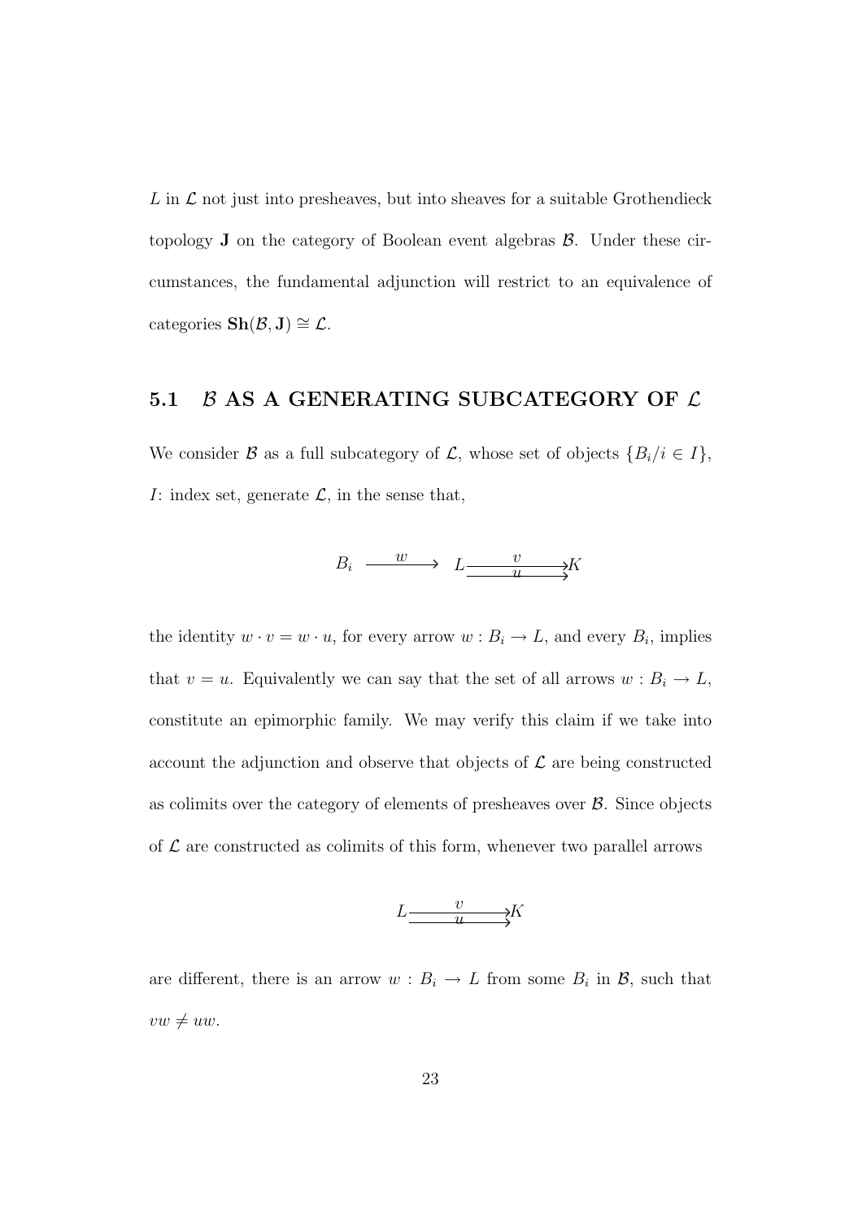$L$ in $\mathcal{L}$ not just into presheaves, but into sheaves for a suitable Grothendieck topology $\mathbf{J}$ on the category of Boolean event algebras $\mathcal{B}$. Under these circumstances, the fundamental adjunction will restrict to an equivalence of categories $\mathbf{Sh}(\mathcal{B}, \mathbf{J}) \cong \mathcal{L}$.

## 5.1 $\mathcal{B}$ AS A GENERATING SUBCATEGORY OF $\mathcal{L}$

We consider $\mathcal{B}$ as a full subcategory of $\mathcal{L}$, whose set of objects $\{B_i / i \in I\}$, $I$: index set, generate $\mathcal{L}$, in the sense that,

$$B_i \xrightarrow{\quad w \quad} L \underset{u}{\overset{v}{\rightrightarrows}} K$$

the identity $w \cdot v = w \cdot u$, for every arrow $w : B_i \to L$, and every $B_i$, implies that $v = u$. Equivalently we can say that the set of all arrows $w : B_i \to L$, constitute an epimorphic family. We may verify this claim if we take into account the adjunction and observe that objects of $\mathcal{L}$ are being constructed as colimits over the category of elements of presheaves over $\mathcal{B}$. Since objects of $\mathcal{L}$ are constructed as colimits of this form, whenever two parallel arrows

$$L \underset{u}{\overset{v}{\rightrightarrows}} K$$

are different, there is an arrow $w : B_i \to L$ from some $B_i$ in $\mathcal{B}$, such that $vw \neq uw$.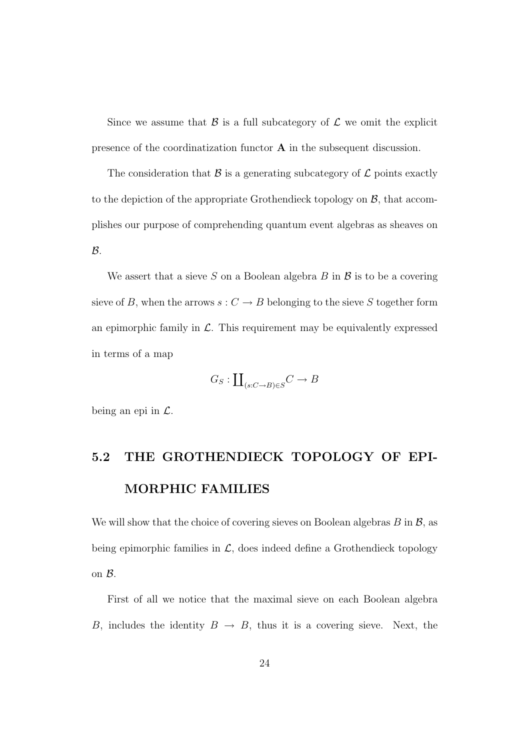Since we assume that $\mathcal{B}$ is a full subcategory of $\mathcal{L}$ we omit the explicit presence of the coordinatization functor $\mathbf{A}$ in the subsequent discussion.

The consideration that $\mathcal{B}$ is a generating subcategory of $\mathcal{L}$ points exactly to the depiction of the appropriate Grothendieck topology on $\mathcal{B}$, that accomplishes our purpose of comprehending quantum event algebras as sheaves on $\mathcal{B}$.

We assert that a sieve $S$ on a Boolean algebra $B$ in $\mathcal{B}$ is to be a covering sieve of $B$, when the arrows $s : C \to B$ belonging to the sieve $S$ together form an epimorphic family in $\mathcal{L}$. This requirement may be equivalently expressed in terms of a map

$$G_S : \coprod_{(s:C \to B) \in S} C \to B$$

being an epi in $\mathcal{L}$.

## 5.2 THE GROTHENDIECK TOPOLOGY OF EPIMORPHIC FAMILIES

We will show that the choice of covering sieves on Boolean algebras $B$ in $\mathcal{B}$, as being epimorphic families in $\mathcal{L}$, does indeed define a Grothendieck topology on $\mathcal{B}$.

First of all we notice that the maximal sieve on each Boolean algebra $B$, includes the identity $B \to B$, thus it is a covering sieve. Next, the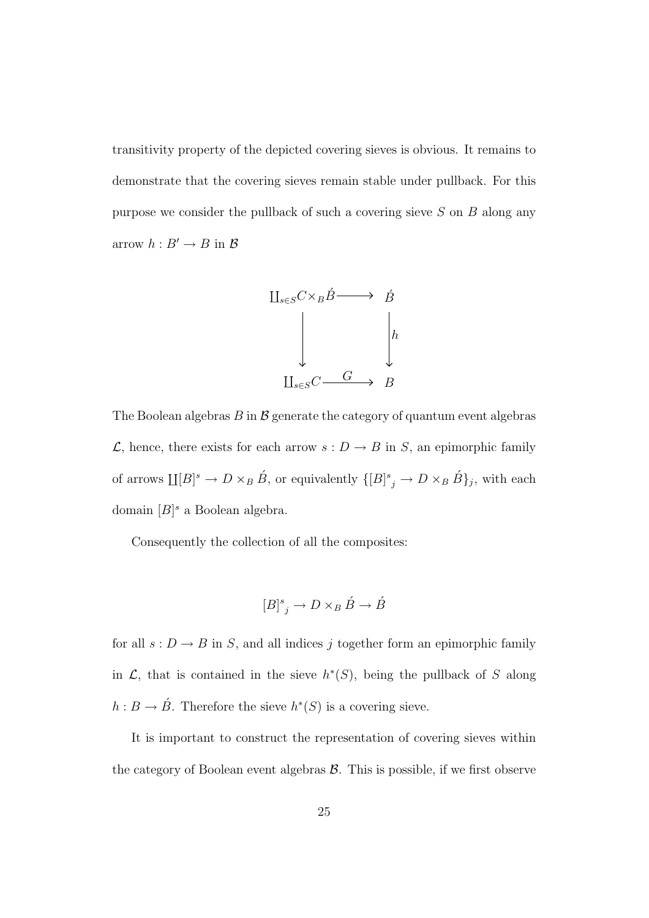transitivity property of the depicted covering sieves is obvious. It remains to demonstrate that the covering sieves remain stable under pullback. For this purpose we consider the pullback of such a covering sieve $S$ on $B$ along any arrow $h : B' \to B$ in $\mathcal{B}$

$$\begin{array}{ccc}
\coprod_{s \in S} C \times_B \acute{B} & \longrightarrow & \acute{B} \\
\big\downarrow & & \big\downarrow h \\
\coprod_{s \in S} C & \xrightarrow{\quad G \quad} & B
\end{array}$$

The Boolean algebras $B$ in $\mathcal{B}$ generate the category of quantum event algebras $\mathcal{L}$, hence, there exists for each arrow $s : D \to B$ in $S$, an epimorphic family of arrows $\coprod [B]^s \to D \times_B \acute{B}$, or equivalently $\{{[B]^s}_j \to D \times_B \acute{B}\}_j$, with each domain $[B]^s$ a Boolean algebra.

Consequently the collection of all the composites:

$${[B]^s}_j \to D \times_B \acute{B} \to \acute{B}$$

for all $s : D \to B$ in $S$, and all indices $j$ together form an epimorphic family in $\mathcal{L}$, that is contained in the sieve $h^*(S)$, being the pullback of $S$ along $h : B \to \acute{B}$. Therefore the sieve $h^*(S)$ is a covering sieve.

It is important to construct the representation of covering sieves within the category of Boolean event algebras $\mathcal{B}$. This is possible, if we first observe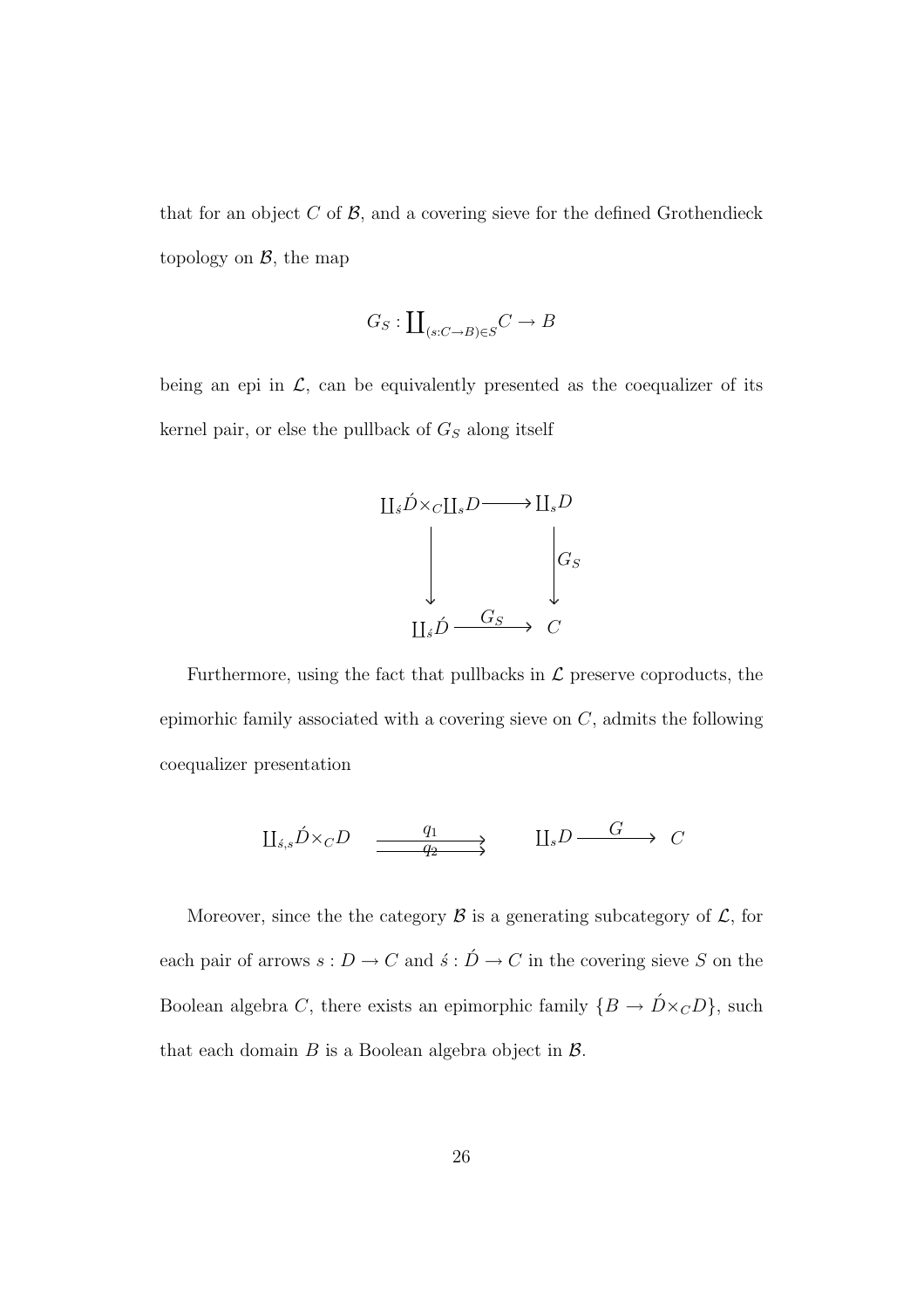that for an object $C$ of $\mathcal{B}$, and a covering sieve for the defined Grothendieck topology on $\mathcal{B}$, the map

$$G_S : \coprod_{(s:C \to B) \in S} C \to B$$

being an epi in $\mathcal{L}$, can be equivalently presented as the coequalizer of its kernel pair, or else the pullback of $G_S$ along itself

$$\begin{array}{ccc}
\coprod_{\acute{s}} \acute{D} \times_C \coprod_s D & \longrightarrow & \coprod_s D \\
\big\downarrow & & \big\downarrow G_S \\
\coprod_{\acute{s}} \acute{D} & \xrightarrow{\quad G_S \quad} & C
\end{array}$$

Furthermore, using the fact that pullbacks in $\mathcal{L}$ preserve coproducts, the epimorhic family associated with a covering sieve on $C$, admits the following coequalizer presentation

$$\coprod_{\acute{s},s} \acute{D} \times_C D \quad \underset{q_2}{\overset{q_1}{\rightrightarrows}} \quad \coprod_s D \xrightarrow{\quad G \quad} C$$

Moreover, since the the category $\mathcal{B}$ is a generating subcategory of $\mathcal{L}$, for each pair of arrows $s : D \to C$ and $\acute{s} : \acute{D} \to C$ in the covering sieve $S$ on the Boolean algebra $C$, there exists an epimorphic family $\{B \to \acute{D} \times_C D\}$, such that each domain $B$ is a Boolean algebra object in $\mathcal{B}$.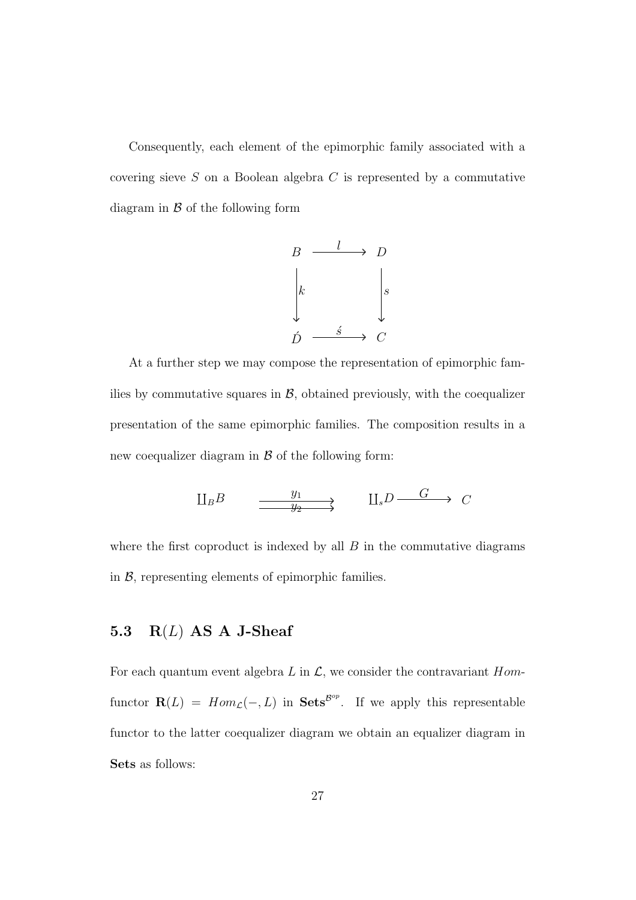Consequently, each element of the epimorphic family associated with a covering sieve $S$ on a Boolean algebra $C$ is represented by a commutative diagram in $\mathcal{B}$ of the following form

$$\begin{array}{ccc} B & \xrightarrow{\ l\ } & D \\ \Big\downarrow{\scriptstyle k} & & \Big\downarrow{\scriptstyle s} \\ \acute{D} & \xrightarrow{\ \acute{s}\ } & C \end{array}$$

At a further step we may compose the representation of epimorphic families by commutative squares in $\mathcal{B}$, obtained previously, with the coequalizer presentation of the same epimorphic families. The composition results in a new coequalizer diagram in $\mathcal{B}$ of the following form:

$$\coprod_B B \quad \overset{y_1}{\underset{y_2}{\rightrightarrows}} \quad \coprod_s D \xrightarrow{\ G\ } C$$

where the first coproduct is indexed by all $B$ in the commutative diagrams in $\mathcal{B}$, representing elements of epimorphic families.

## 5.3 $\mathbf{R}(L)$ AS A J-Sheaf

For each quantum event algebra $L$ in $\mathcal{L}$, we consider the contravariant $Hom$-functor $\mathbf{R}(L) = Hom_{\mathcal{L}}(-, L)$ in $\mathbf{Sets}^{\mathcal{B}^{op}}$. If we apply this representable functor to the latter coequalizer diagram we obtain an equalizer diagram in **Sets** as follows: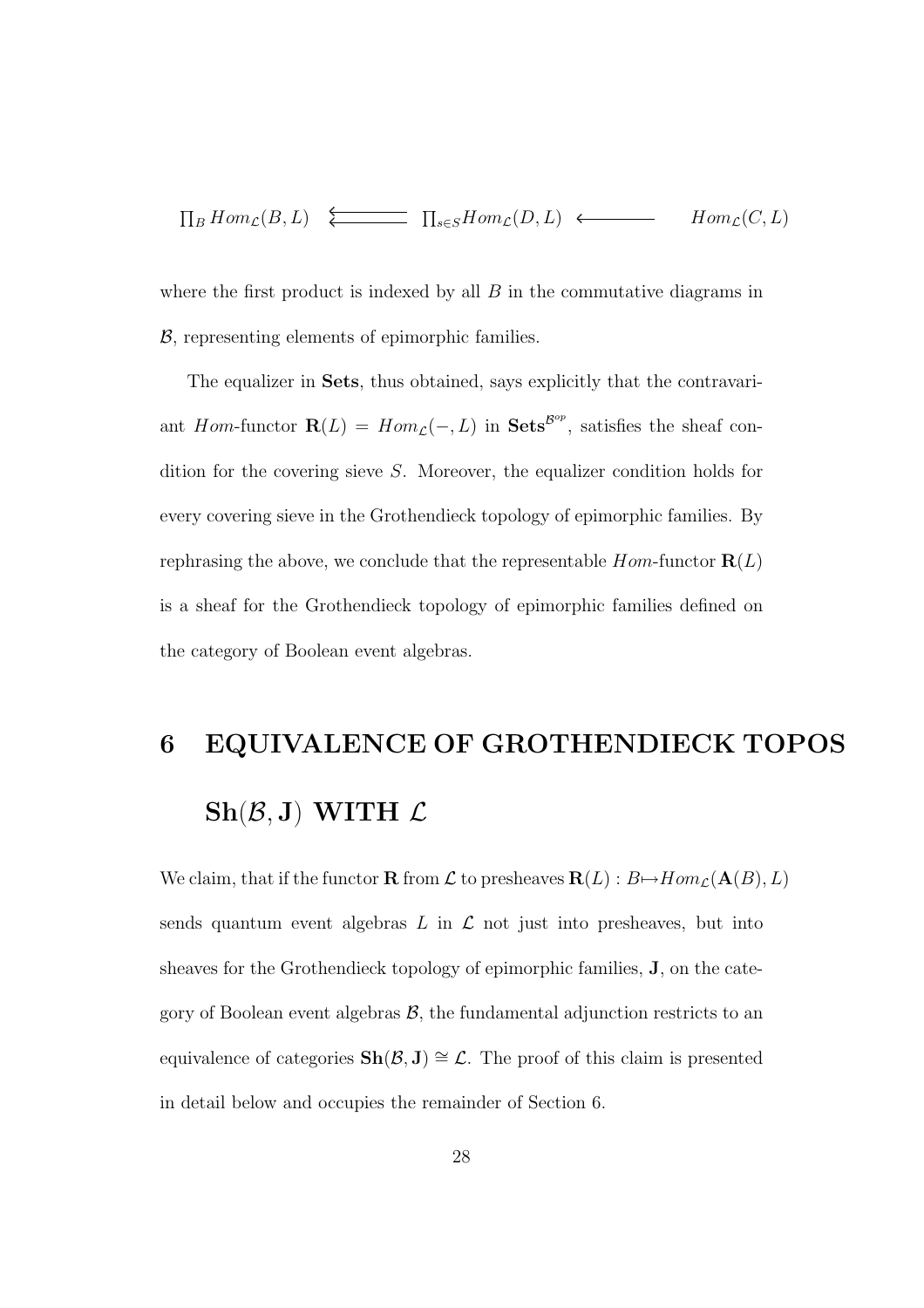$$\prod_B Hom_{\mathcal{L}}(B,L) \quad \overset{\longleftarrow}{\longleftarrow} \quad \prod_{s\in S} Hom_{\mathcal{L}}(D,L) \quad \longleftarrow \quad Hom_{\mathcal{L}}(C,L)$$

where the first product is indexed by all $B$ in the commutative diagrams in $\mathcal{B}$, representing elements of epimorphic families.

The equalizer in **Sets**, thus obtained, says explicitly that the contravariant $Hom$-functor $\mathbf{R}(L) = Hom_{\mathcal{L}}(-,L)$ in $\mathbf{Sets}^{\mathcal{B}^{op}}$, satisfies the sheaf condition for the covering sieve $S$. Moreover, the equalizer condition holds for every covering sieve in the Grothendieck topology of epimorphic families. By rephrasing the above, we conclude that the representable $Hom$-functor $\mathbf{R}(L)$ is a sheaf for the Grothendieck topology of epimorphic families defined on the category of Boolean event algebras.

# 6 EQUIVALENCE OF GROTHENDIECK TOPOS $\mathbf{Sh}(\mathcal{B},\mathbf{J})$ WITH $\mathcal{L}$

We claim, that if the functor $\mathbf{R}$ from $\mathcal{L}$ to presheaves $\mathbf{R}(L) : B \mapsto Hom_{\mathcal{L}}(\mathbf{A}(B),L)$ sends quantum event algebras $L$ in $\mathcal{L}$ not just into presheaves, but into sheaves for the Grothendieck topology of epimorphic families, $\mathbf{J}$, on the category of Boolean event algebras $\mathcal{B}$, the fundamental adjunction restricts to an equivalence of categories $\mathbf{Sh}(\mathcal{B},\mathbf{J}) \cong \mathcal{L}$. The proof of this claim is presented in detail below and occupies the remainder of Section 6.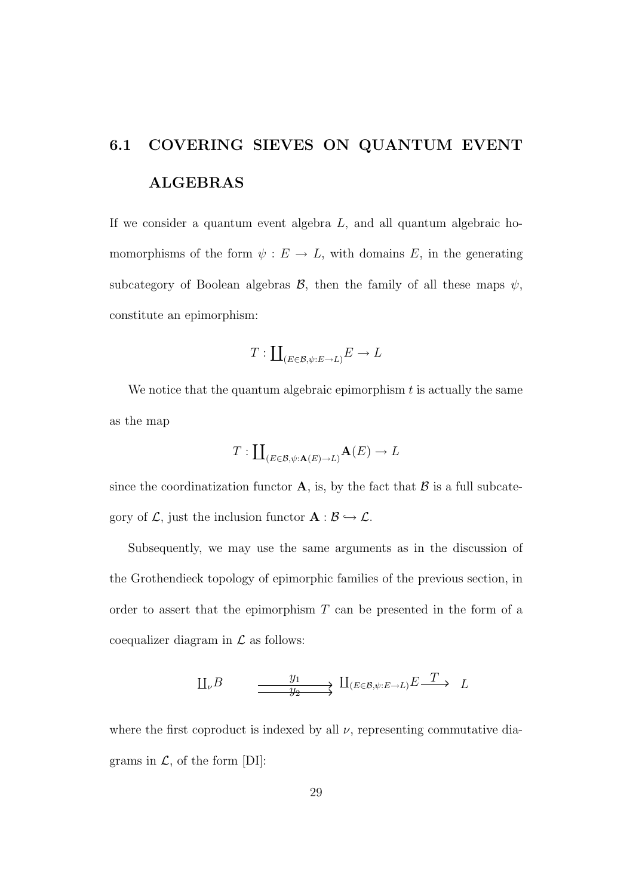## 6.1 COVERING SIEVES ON QUANTUM EVENT ALGEBRAS

If we consider a quantum event algebra $L$, and all quantum algebraic homomorphisms of the form $\psi : E \to L$, with domains $E$, in the generating subcategory of Boolean algebras $\mathcal{B}$, then the family of all these maps $\psi$, constitute an epimorphism:

$$T : \coprod_{(E \in \mathcal{B}, \psi : E \to L)} E \to L$$

We notice that the quantum algebraic epimorphism $t$ is actually the same as the map

$$T : \coprod_{(E \in \mathcal{B}, \psi : \mathbf{A}(E) \to L)} \mathbf{A}(E) \to L$$

since the coordinatization functor $\mathbf{A}$, is, by the fact that $\mathcal{B}$ is a full subcategory of $\mathcal{L}$, just the inclusion functor $\mathbf{A} : \mathcal{B} \hookrightarrow \mathcal{L}$.

Subsequently, we may use the same arguments as in the discussion of the Grothendieck topology of epimorphic families of the previous section, in order to assert that the epimorphism $T$ can be presented in the form of a coequalizer diagram in $\mathcal{L}$ as follows:

$$\amalg_{\nu} B \quad \underset{y_2}{\overset{y_1}{\rightrightarrows}} \quad \amalg_{(E \in \mathcal{B}, \psi : E \to L)} E \xrightarrow{T} L$$

where the first coproduct is indexed by all $\nu$, representing commutative diagrams in $\mathcal{L}$, of the form [DI]: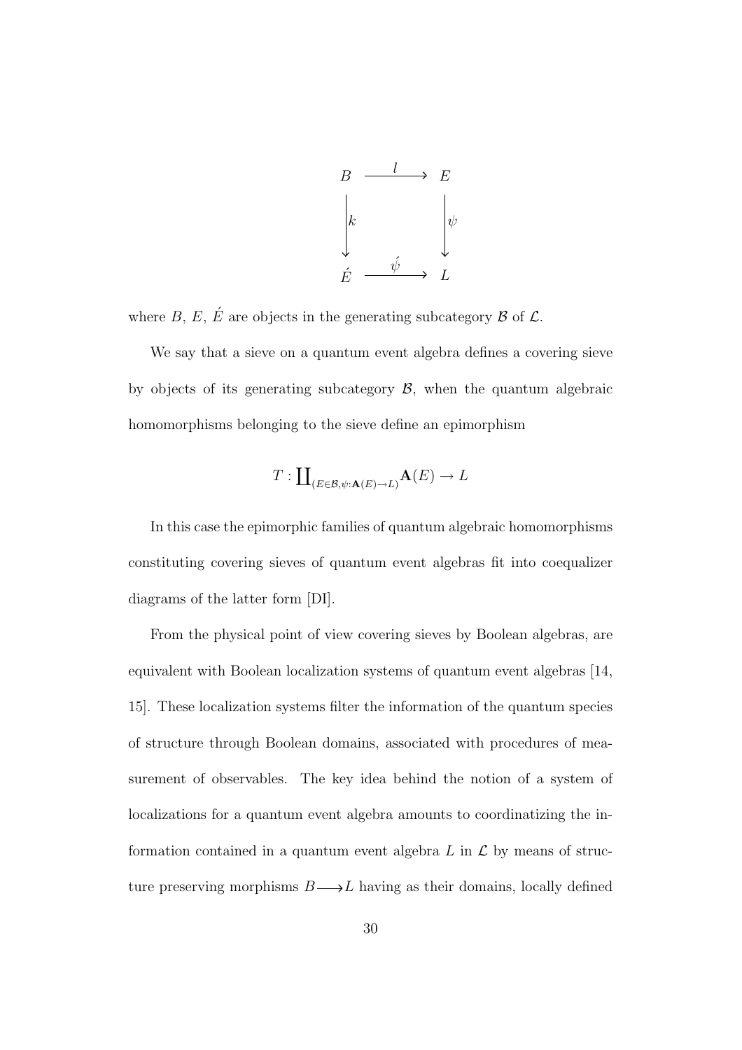$$
\begin{array}{ccc}
B & \xrightarrow{\ l\ } & E \\
\Big\downarrow{\scriptstyle k} & & \Big\downarrow{\scriptstyle \psi} \\
\acute{E} & \xrightarrow{\ \acute{\psi}\ } & L
\end{array}
$$

where $B$, $E$, $\acute{E}$ are objects in the generating subcategory $\mathcal{B}$ of $\mathcal{L}$.

We say that a sieve on a quantum event algebra defines a covering sieve by objects of its generating subcategory $\mathcal{B}$, when the quantum algebraic homomorphisms belonging to the sieve define an epimorphism

$$
T : \coprod_{(E \in \mathcal{B}, \psi : \mathbf{A}(E) \to L)} \mathbf{A}(E) \to L
$$

In this case the epimorphic families of quantum algebraic homomorphisms constituting covering sieves of quantum event algebras fit into coequalizer diagrams of the latter form [DI].

From the physical point of view covering sieves by Boolean algebras, are equivalent with Boolean localization systems of quantum event algebras [14, 15]. These localization systems filter the information of the quantum species of structure through Boolean domains, associated with procedures of measurement of observables. The key idea behind the notion of a system of localizations for a quantum event algebra amounts to coordinatizing the information contained in a quantum event algebra $L$ in $\mathcal{L}$ by means of structure preserving morphisms $B \longrightarrow L$ having as their domains, locally defined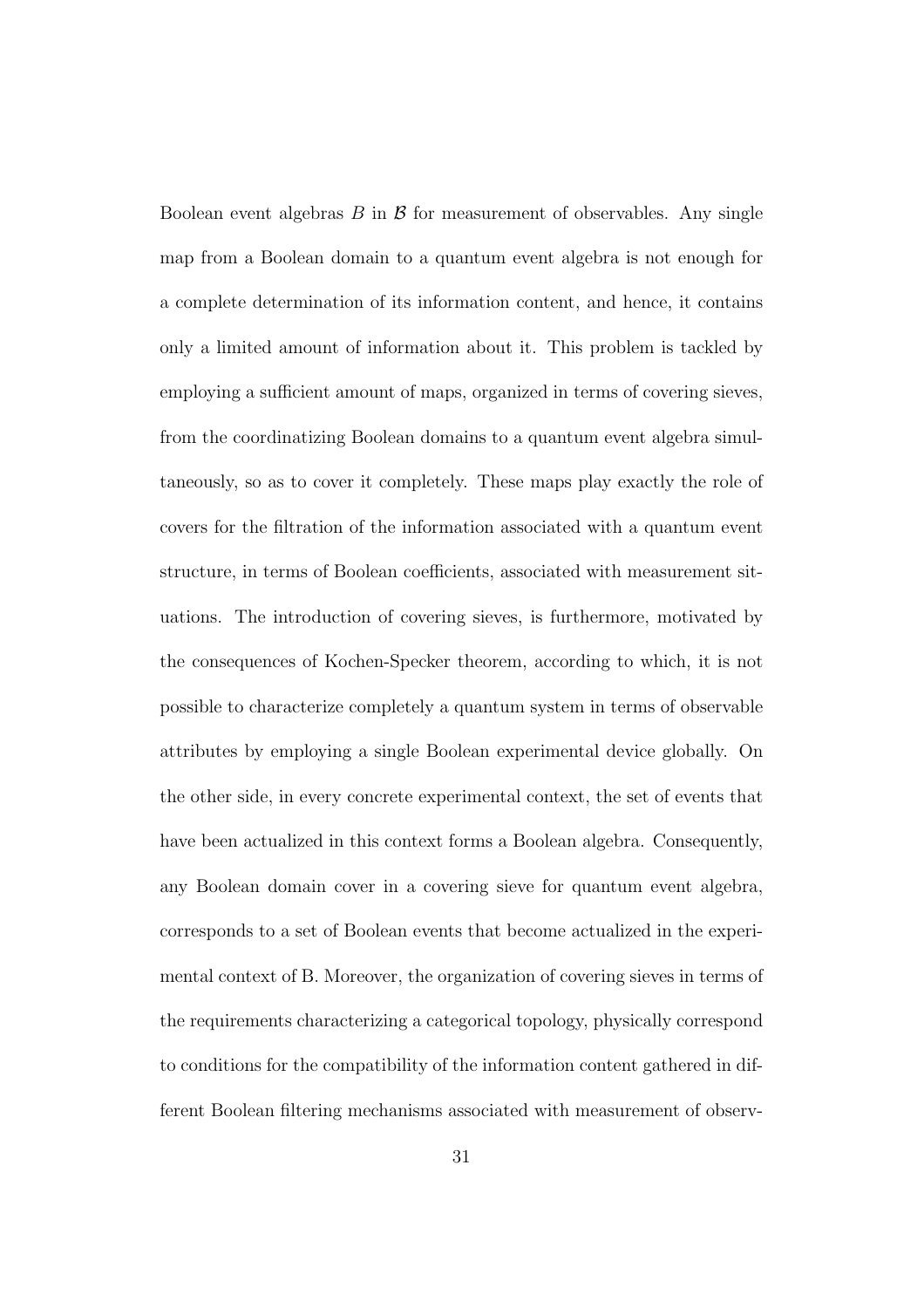Boolean event algebras $B$ in $\mathcal{B}$ for measurement of observables. Any single map from a Boolean domain to a quantum event algebra is not enough for a complete determination of its information content, and hence, it contains only a limited amount of information about it. This problem is tackled by employing a sufficient amount of maps, organized in terms of covering sieves, from the coordinatizing Boolean domains to a quantum event algebra simultaneously, so as to cover it completely. These maps play exactly the role of covers for the filtration of the information associated with a quantum event structure, in terms of Boolean coefficients, associated with measurement situations. The introduction of covering sieves, is furthermore, motivated by the consequences of Kochen-Specker theorem, according to which, it is not possible to characterize completely a quantum system in terms of observable attributes by employing a single Boolean experimental device globally. On the other side, in every concrete experimental context, the set of events that have been actualized in this context forms a Boolean algebra. Consequently, any Boolean domain cover in a covering sieve for quantum event algebra, corresponds to a set of Boolean events that become actualized in the experimental context of B. Moreover, the organization of covering sieves in terms of the requirements characterizing a categorical topology, physically correspond to conditions for the compatibility of the information content gathered in different Boolean filtering mechanisms associated with measurement of observ-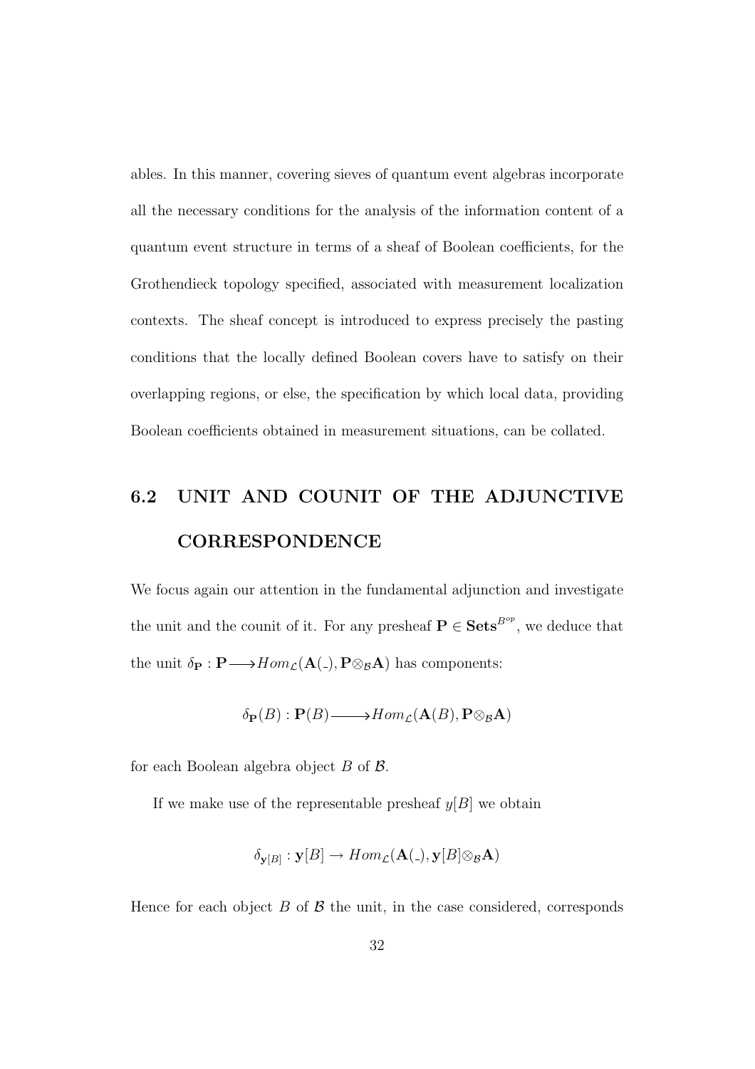ables. In this manner, covering sieves of quantum event algebras incorporate all the necessary conditions for the analysis of the information content of a quantum event structure in terms of a sheaf of Boolean coefficients, for the Grothendieck topology specified, associated with measurement localization contexts. The sheaf concept is introduced to express precisely the pasting conditions that the locally defined Boolean covers have to satisfy on their overlapping regions, or else, the specification by which local data, providing Boolean coefficients obtained in measurement situations, can be collated.

## 6.2 UNIT AND COUNIT OF THE ADJUNCTIVE CORRESPONDENCE

We focus again our attention in the fundamental adjunction and investigate the unit and the counit of it. For any presheaf $\mathbf{P} \in \mathbf{Sets}^{\mathcal{B}^{op}}$, we deduce that the unit $\delta_{\mathbf{P}} : \mathbf{P} \longrightarrow Hom_{\mathcal{L}}(\mathbf{A}(\_), \mathbf{P} \otimes_{\mathcal{B}} \mathbf{A})$ has components:

$$\delta_{\mathbf{P}}(B) : \mathbf{P}(B) \longrightarrow Hom_{\mathcal{L}}(\mathbf{A}(B), \mathbf{P} \otimes_{\mathcal{B}} \mathbf{A})$$

for each Boolean algebra object $B$ of $\mathcal{B}$.

If we make use of the representable presheaf $y[B]$ we obtain

$$\delta_{\mathbf{y}[B]} : \mathbf{y}[B] \rightarrow Hom_{\mathcal{L}}(\mathbf{A}(\_), \mathbf{y}[B] \otimes_{\mathcal{B}} \mathbf{A})$$

Hence for each object $B$ of $\mathcal{B}$ the unit, in the case considered, corresponds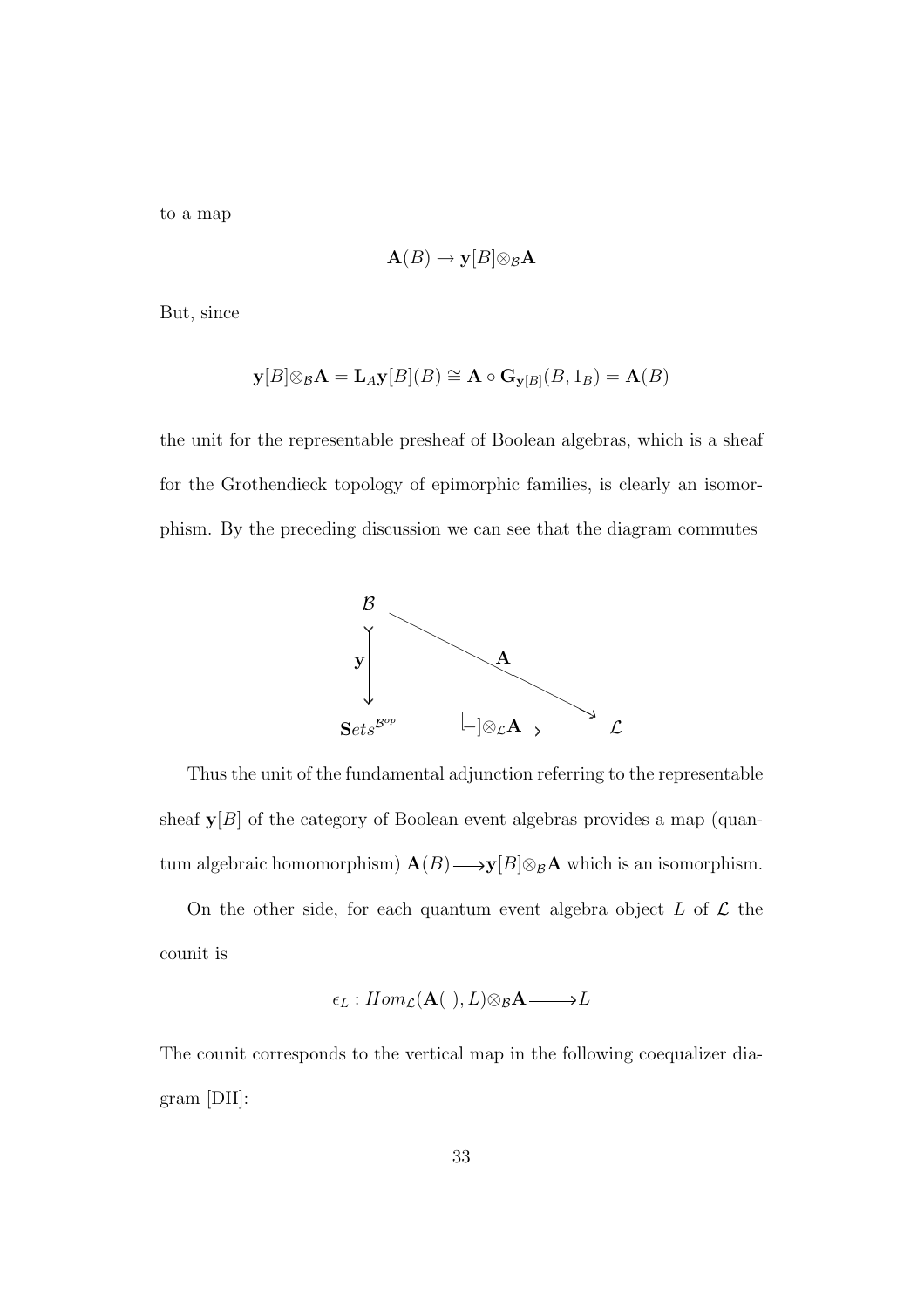to a map

$$\mathbf{A}(B) \to \mathbf{y}[B] \otimes_{\mathcal{B}} \mathbf{A}$$

But, since

$$\mathbf{y}[B] \otimes_{\mathcal{B}} \mathbf{A} = \mathbf{L}_A \mathbf{y}[B](B) \cong \mathbf{A} \circ \mathbf{G}_{\mathbf{y}[B]}(B, 1_B) = \mathbf{A}(B)$$

the unit for the representable presheaf of Boolean algebras, which is a sheaf for the Grothendieck topology of epimorphic families, is clearly an isomorphism. By the preceding discussion we can see that the diagram commutes

$$\begin{array}{ccc}
\mathcal{B} & & \\
\mathbf{y} \downarrow & \searrow^{\mathbf{A}} & \\
\mathbf{S}ets^{\mathcal{B}^{op}} & \xrightarrow{[\_] \otimes_{\mathcal{L}} \mathbf{A}} & \mathcal{L}
\end{array}$$

Thus the unit of the fundamental adjunction referring to the representable sheaf $\mathbf{y}[B]$ of the category of Boolean event algebras provides a map (quantum algebraic homomorphism) $\mathbf{A}(B) \longrightarrow \mathbf{y}[B] \otimes_{\mathcal{B}} \mathbf{A}$ which is an isomorphism.

On the other side, for each quantum event algebra object $L$ of $\mathcal{L}$ the counit is

$$\epsilon_L : Hom_{\mathcal{L}}(\mathbf{A}(\_), L) \otimes_{\mathcal{B}} \mathbf{A} \longrightarrow L$$

The counit corresponds to the vertical map in the following coequalizer diagram [DII]: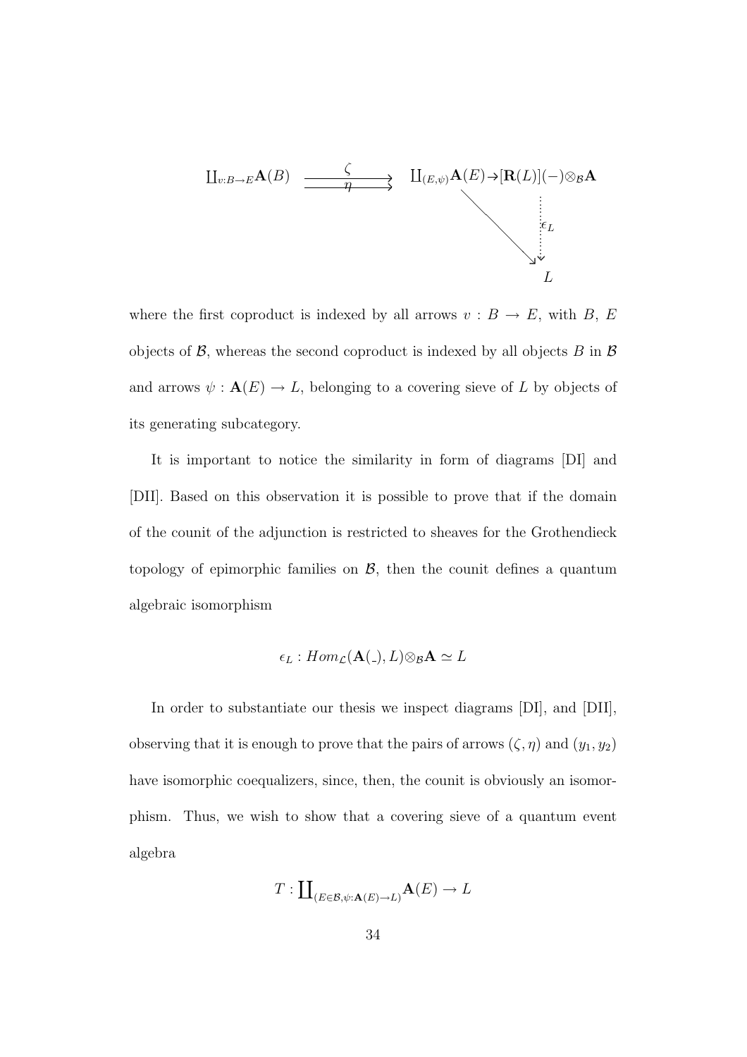$$\coprod_{v:B\to E}\mathbf{A}(B) \underset{\eta}{\overset{\zeta}{\rightrightarrows}} \coprod_{(E,\psi)}\mathbf{A}(E) \to [\mathbf{R}(L)](-)\otimes_{\mathcal{B}}\mathbf{A} \xrightarrow{\epsilon_L} L$$

where the first coproduct is indexed by all arrows $v : B \to E$, with $B$, $E$ objects of $\mathcal{B}$, whereas the second coproduct is indexed by all objects $B$ in $\mathcal{B}$ and arrows $\psi : \mathbf{A}(E) \to L$, belonging to a covering sieve of $L$ by objects of its generating subcategory.

It is important to notice the similarity in form of diagrams [DI] and [DII]. Based on this observation it is possible to prove that if the domain of the counit of the adjunction is restricted to sheaves for the Grothendieck topology of epimorphic families on $\mathcal{B}$, then the counit defines a quantum algebraic isomorphism

$$\epsilon_L : Hom_{\mathcal{L}}(\mathbf{A}(\_), L)\otimes_{\mathcal{B}}\mathbf{A} \simeq L$$

In order to substantiate our thesis we inspect diagrams [DI], and [DII], observing that it is enough to prove that the pairs of arrows $(\zeta, \eta)$ and $(y_1, y_2)$ have isomorphic coequalizers, since, then, the counit is obviously an isomorphism. Thus, we wish to show that a covering sieve of a quantum event algebra

$$T : \coprod_{(E\in\mathcal{B},\psi:\mathbf{A}(E)\to L)}\mathbf{A}(E) \to L$$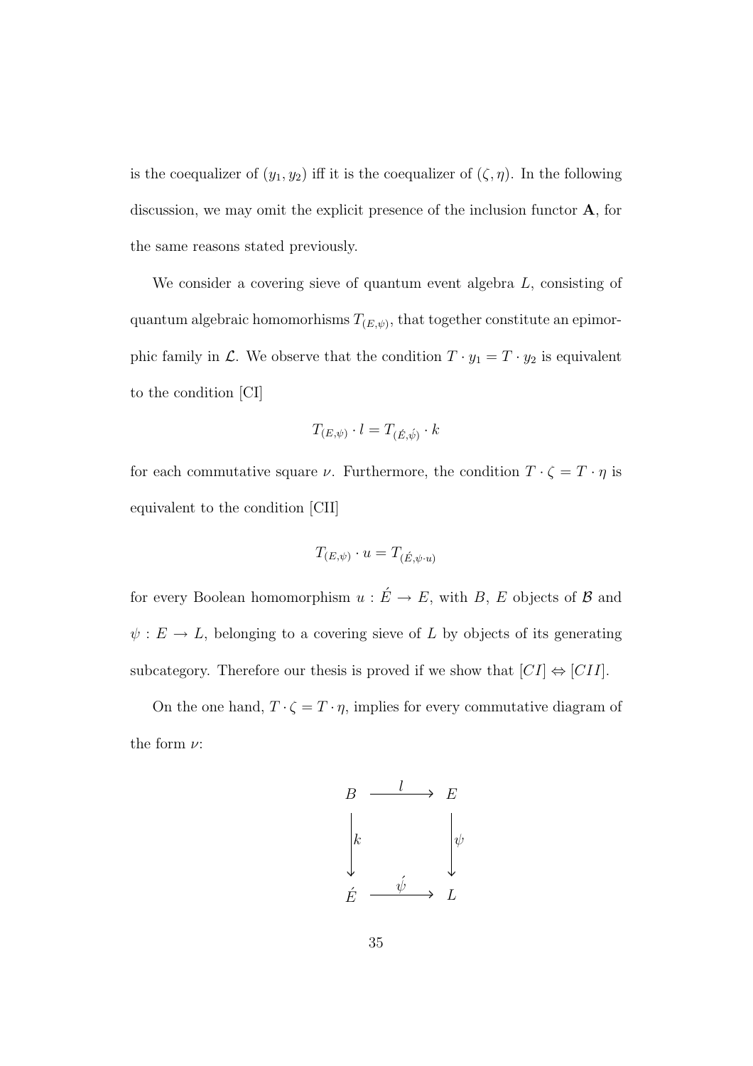is the coequalizer of $(y_1, y_2)$ iff it is the coequalizer of $(\zeta, \eta)$. In the following discussion, we may omit the explicit presence of the inclusion functor $\mathbf{A}$, for the same reasons stated previously.

We consider a covering sieve of quantum event algebra $L$, consisting of quantum algebraic homomorhisms $T_{(E,\psi)}$, that together constitute an epimorphic family in $\mathcal{L}$. We observe that the condition $T \cdot y_1 = T \cdot y_2$ is equivalent to the condition [CI]

$$T_{(E,\psi)} \cdot l = T_{(\acute{E},\acute{\psi})} \cdot k$$

for each commutative square $\nu$. Furthermore, the condition $T \cdot \zeta = T \cdot \eta$ is equivalent to the condition [CII]

$$T_{(E,\psi)} \cdot u = T_{(\acute{E},\psi \cdot u)}$$

for every Boolean homomorphism $u : \acute{E} \to E$, with $B$, $E$ objects of $\mathcal{B}$ and $\psi : E \to L$, belonging to a covering sieve of $L$ by objects of its generating subcategory. Therefore our thesis is proved if we show that $[CI] \Leftrightarrow [CII]$.

On the one hand, $T \cdot \zeta = T \cdot \eta$, implies for every commutative diagram of the form $\nu$:

$$\begin{array}{ccc}
B & \xrightarrow{\quad l \quad} & E \\
\Big\downarrow{\scriptstyle k} & & \Big\downarrow{\scriptstyle \psi} \\
\acute{E} & \xrightarrow{\quad \acute{\psi} \quad} & L
\end{array}$$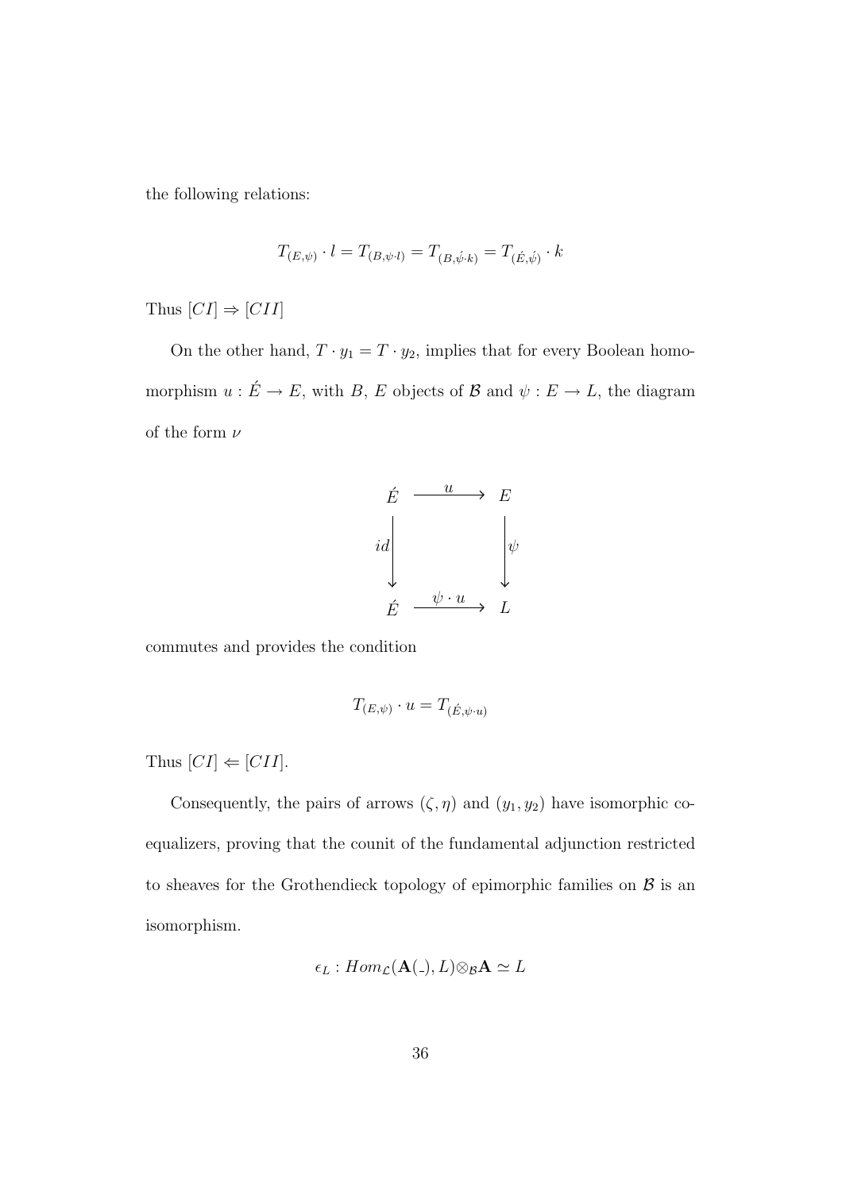the following relations:

$$T_{(E,\psi)} \cdot l = T_{(B,\psi \cdot l)} = T_{(B,\acute{\psi} \cdot k)} = T_{(\acute{E},\acute{\psi})} \cdot k$$

Thus $[CI] \Rightarrow [CII]$

On the other hand, $T \cdot y_1 = T \cdot y_2$, implies that for every Boolean homomorphism $u : \acute{E} \to E$, with $B$, $E$ objects of $\mathcal{B}$ and $\psi : E \to L$, the diagram of the form $\nu$

$$\begin{array}{ccc} \acute{E} & \xrightarrow{\quad u \quad} & E \\ {\scriptstyle id}\downarrow & & \downarrow{\scriptstyle \psi} \\ \acute{E} & \xrightarrow{\quad \psi \cdot u \quad} & L \end{array}$$

commutes and provides the condition

$$T_{(E,\psi)} \cdot u = T_{(\acute{E},\psi \cdot u)}$$

Thus $[CI] \Leftarrow [CII]$.

Consequently, the pairs of arrows $(\zeta, \eta)$ and $(y_1, y_2)$ have isomorphic coequalizers, proving that the counit of the fundamental adjunction restricted to sheaves for the Grothendieck topology of epimorphic families on $\mathcal{B}$ is an isomorphism.

$$\epsilon_L : Hom_{\mathcal{L}}(\mathbf{A}(\_), L) \otimes_{\mathcal{B}} \mathbf{A} \simeq L$$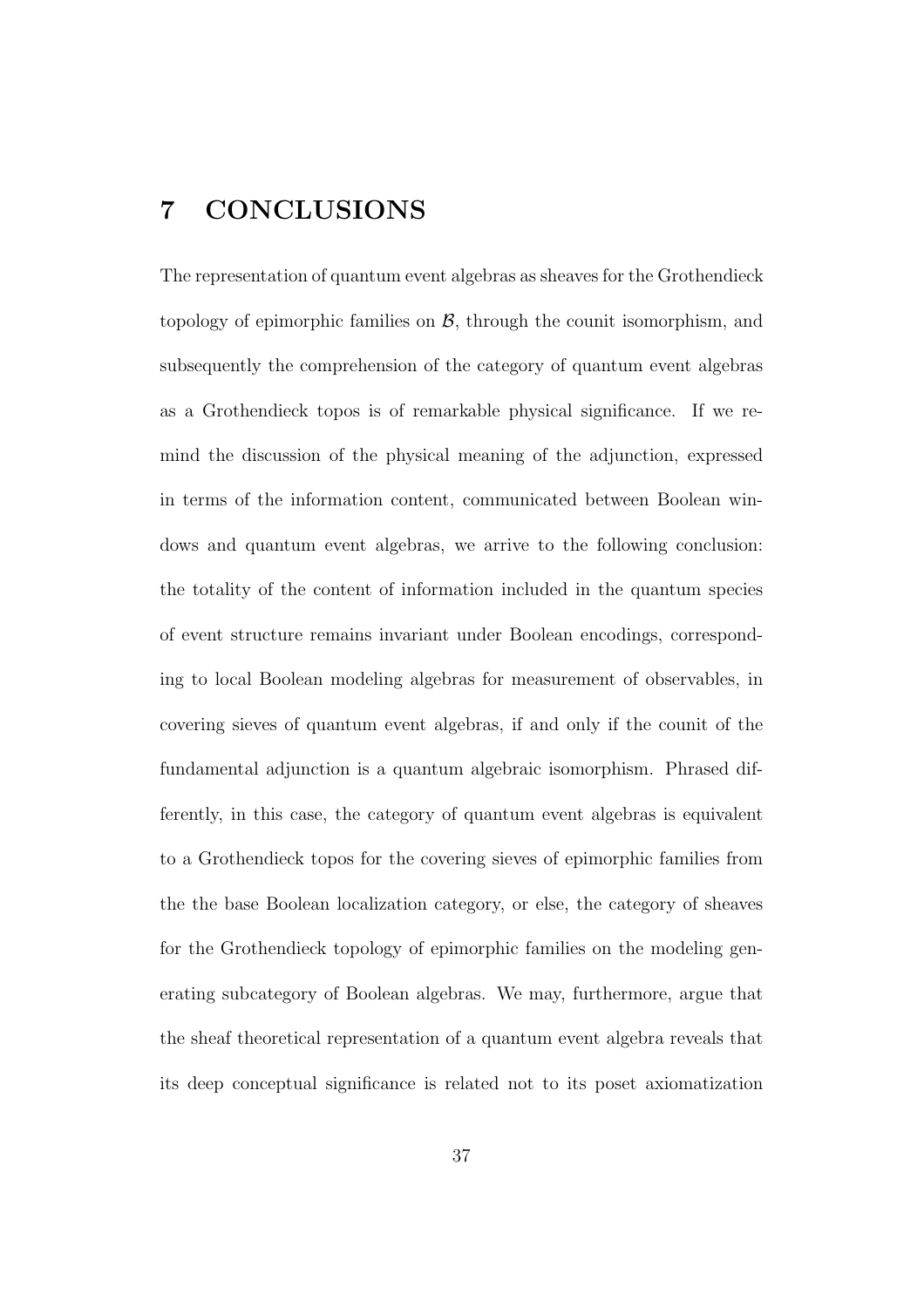# 7 CONCLUSIONS

The representation of quantum event algebras as sheaves for the Grothendieck topology of epimorphic families on $\mathcal{B}$, through the counit isomorphism, and subsequently the comprehension of the category of quantum event algebras as a Grothendieck topos is of remarkable physical significance. If we remind the discussion of the physical meaning of the adjunction, expressed in terms of the information content, communicated between Boolean windows and quantum event algebras, we arrive to the following conclusion: the totality of the content of information included in the quantum species of event structure remains invariant under Boolean encodings, corresponding to local Boolean modeling algebras for measurement of observables, in covering sieves of quantum event algebras, if and only if the counit of the fundamental adjunction is a quantum algebraic isomorphism. Phrased differently, in this case, the category of quantum event algebras is equivalent to a Grothendieck topos for the covering sieves of epimorphic families from the the base Boolean localization category, or else, the category of sheaves for the Grothendieck topology of epimorphic families on the modeling generating subcategory of Boolean algebras. We may, furthermore, argue that the sheaf theoretical representation of a quantum event algebra reveals that its deep conceptual significance is related not to its poset axiomatization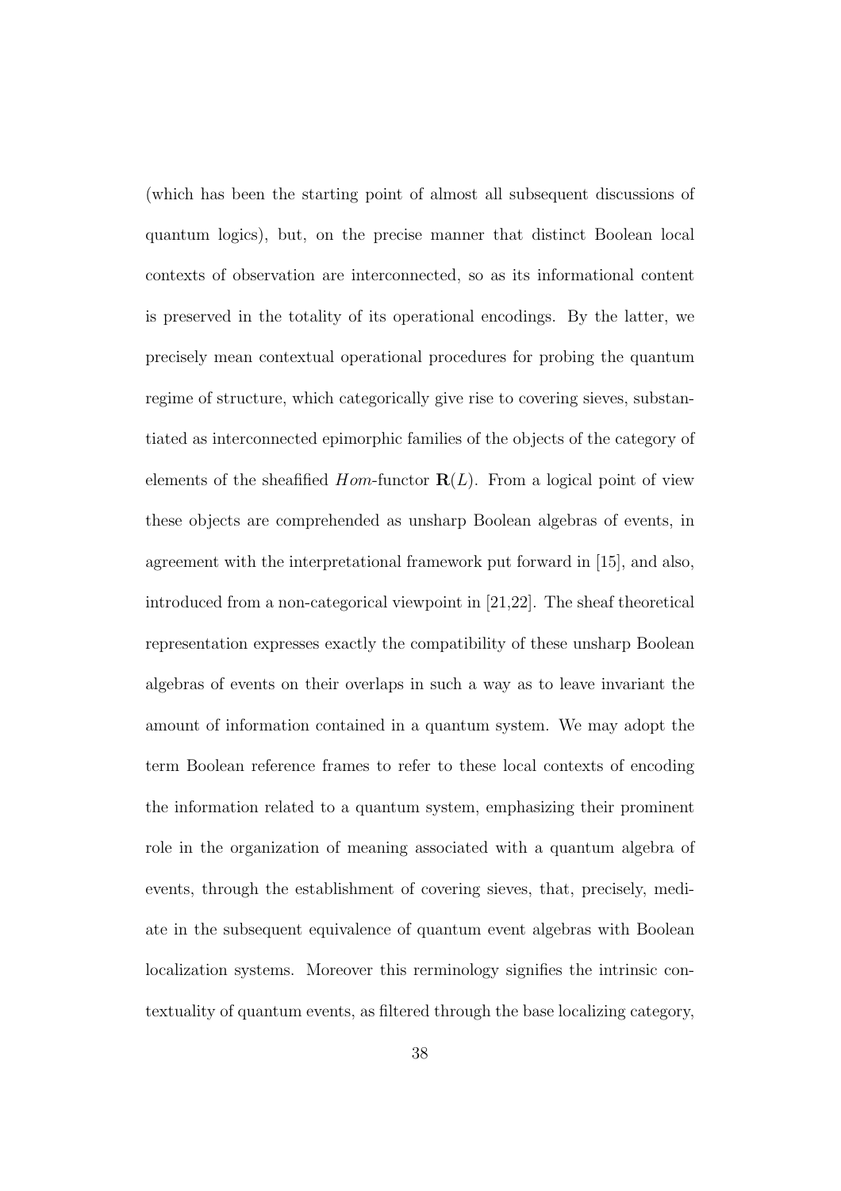(which has been the starting point of almost all subsequent discussions of quantum logics), but, on the precise manner that distinct Boolean local contexts of observation are interconnected, so as its informational content is preserved in the totality of its operational encodings. By the latter, we precisely mean contextual operational procedures for probing the quantum regime of structure, which categorically give rise to covering sieves, substantiated as interconnected epimorphic families of the objects of the category of elements of the sheafified $Hom$-functor $\mathbf{R}(L)$. From a logical point of view these objects are comprehended as unsharp Boolean algebras of events, in agreement with the interpretational framework put forward in [15], and also, introduced from a non-categorical viewpoint in [21,22]. The sheaf theoretical representation expresses exactly the compatibility of these unsharp Boolean algebras of events on their overlaps in such a way as to leave invariant the amount of information contained in a quantum system. We may adopt the term Boolean reference frames to refer to these local contexts of encoding the information related to a quantum system, emphasizing their prominent role in the organization of meaning associated with a quantum algebra of events, through the establishment of covering sieves, that, precisely, mediate in the subsequent equivalence of quantum event algebras with Boolean localization systems. Moreover this rerminology signifies the intrinsic contextuality of quantum events, as filtered through the base localizing category,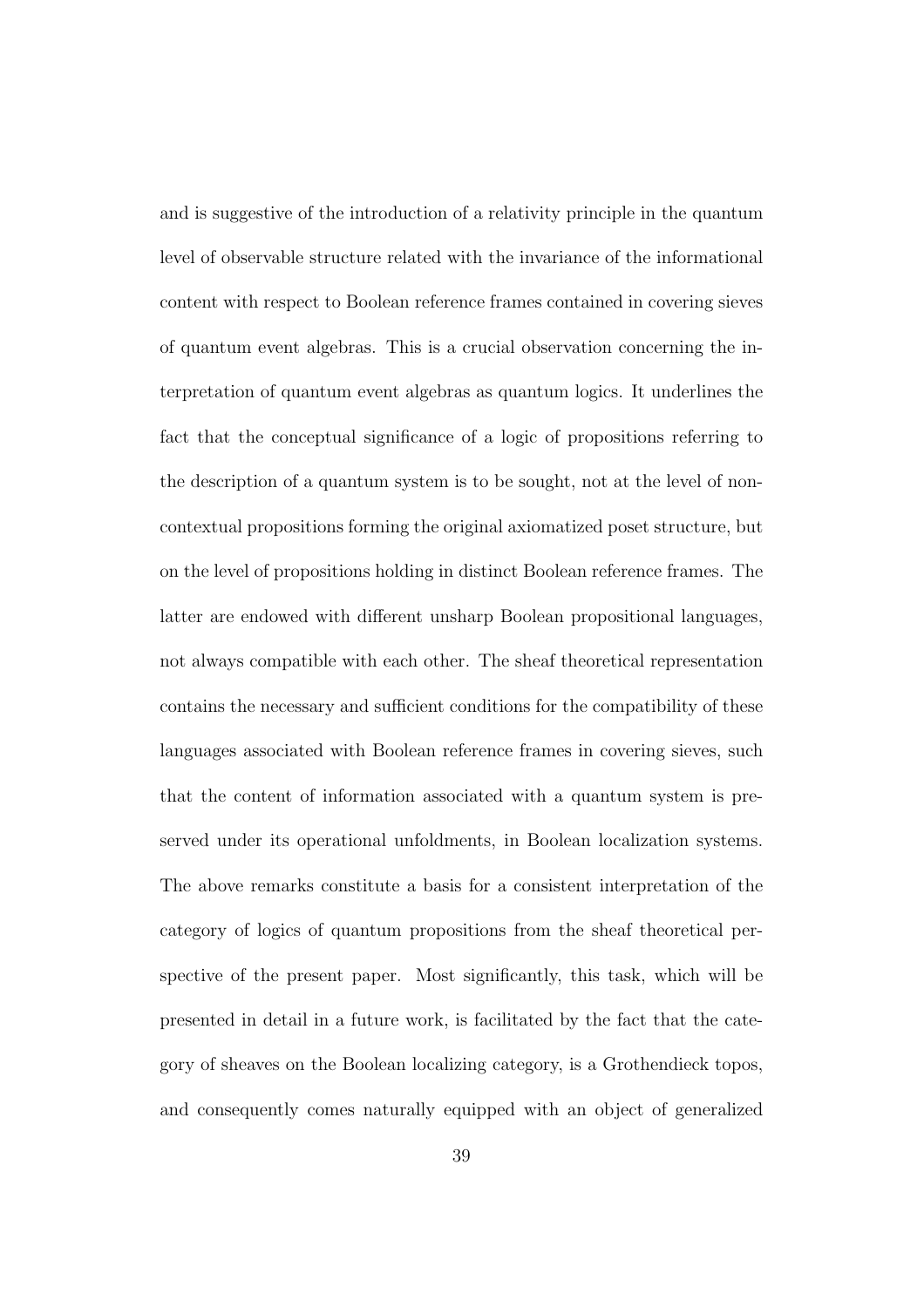and is suggestive of the introduction of a relativity principle in the quantum level of observable structure related with the invariance of the informational content with respect to Boolean reference frames contained in covering sieves of quantum event algebras. This is a crucial observation concerning the interpretation of quantum event algebras as quantum logics. It underlines the fact that the conceptual significance of a logic of propositions referring to the description of a quantum system is to be sought, not at the level of non-contextual propositions forming the original axiomatized poset structure, but on the level of propositions holding in distinct Boolean reference frames. The latter are endowed with different unsharp Boolean propositional languages, not always compatible with each other. The sheaf theoretical representation contains the necessary and sufficient conditions for the compatibility of these languages associated with Boolean reference frames in covering sieves, such that the content of information associated with a quantum system is preserved under its operational unfoldments, in Boolean localization systems. The above remarks constitute a basis for a consistent interpretation of the category of logics of quantum propositions from the sheaf theoretical perspective of the present paper. Most significantly, this task, which will be presented in detail in a future work, is facilitated by the fact that the category of sheaves on the Boolean localizing category, is a Grothendieck topos, and consequently comes naturally equipped with an object of generalized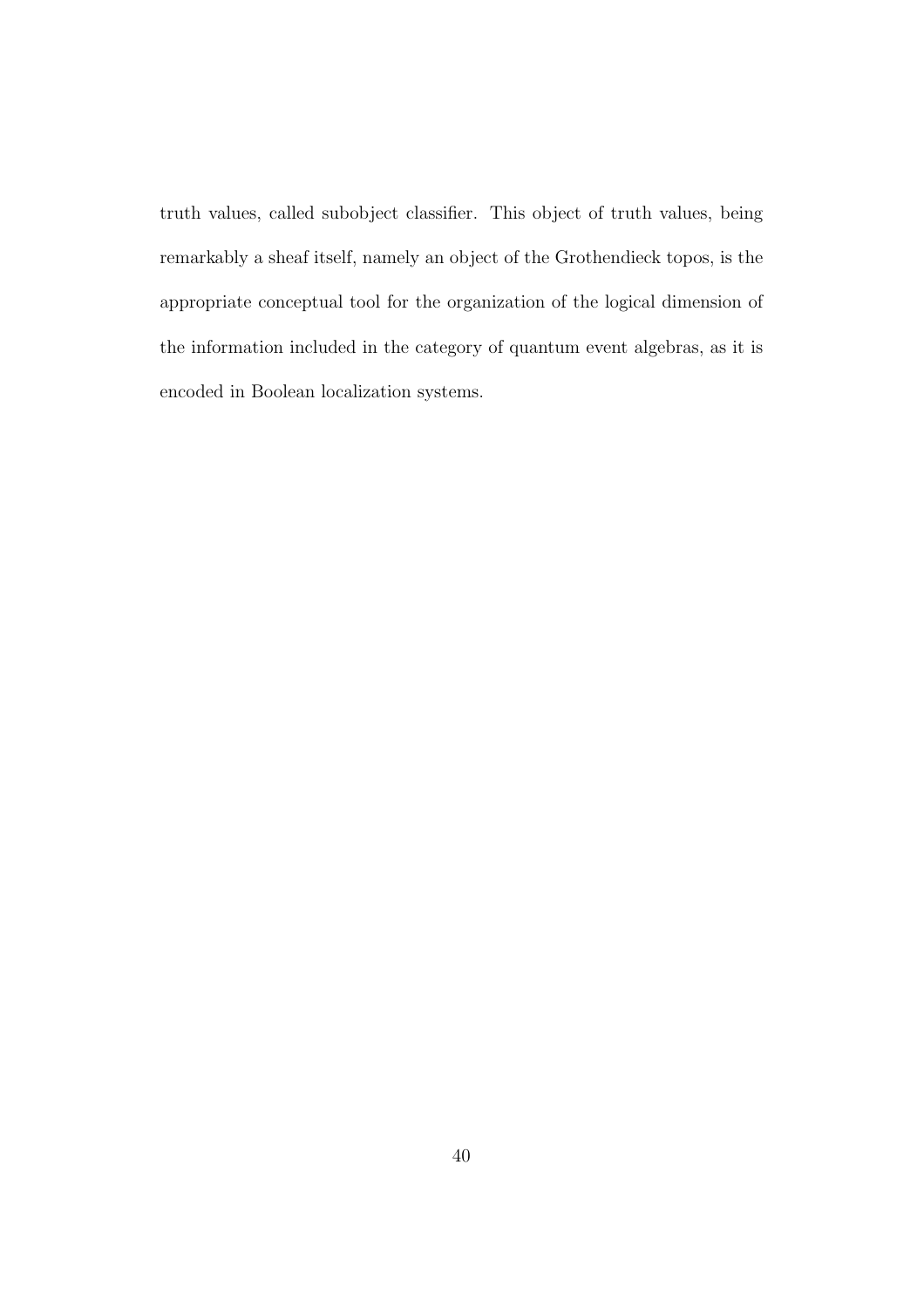truth values, called subobject classifier. This object of truth values, being remarkably a sheaf itself, namely an object of the Grothendieck topos, is the appropriate conceptual tool for the organization of the logical dimension of the information included in the category of quantum event algebras, as it is encoded in Boolean localization systems.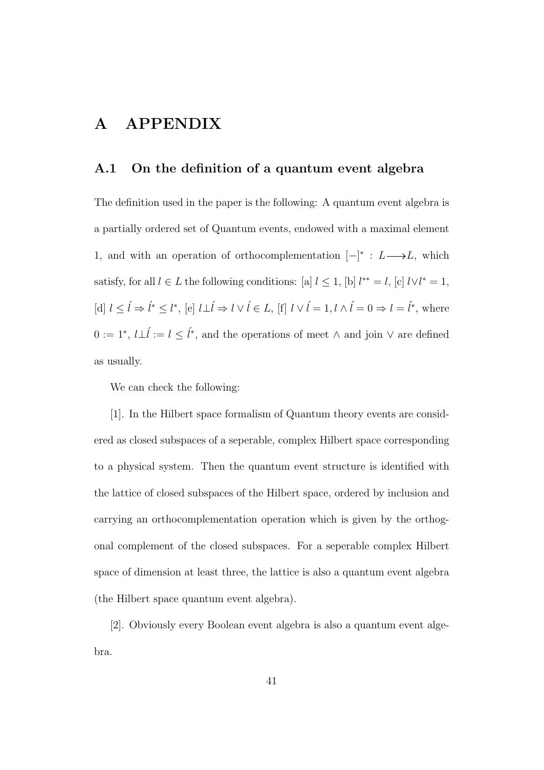# A APPENDIX

## A.1 On the definition of a quantum event algebra

The definition used in the paper is the following: A quantum event algebra is a partially ordered set of Quantum events, endowed with a maximal element 1, and with an operation of orthocomplementation $[-]^* : L \longrightarrow L$, which satisfy, for all $l \in L$ the following conditions: [a] $l \leq 1$, [b] $l^{**} = l$, [c] $l \vee l^* = 1$, [d] $l \leq \acute{l} \Rightarrow \acute{l}^* \leq l^*$, [e] $l \perp \acute{l} \Rightarrow l \vee \acute{l} \in L$, [f] $l \vee \acute{l} = 1, l \wedge \acute{l} = 0 \Rightarrow l = \acute{l}^*$, where $0 := 1^*$, $l \perp \acute{l} := l \leq \acute{l}^*$, and the operations of meet $\wedge$ and join $\vee$ are defined as usually.

We can check the following:

[1]. In the Hilbert space formalism of Quantum theory events are considered as closed subspaces of a seperable, complex Hilbert space corresponding to a physical system. Then the quantum event structure is identified with the lattice of closed subspaces of the Hilbert space, ordered by inclusion and carrying an orthocomplementation operation which is given by the orthogonal complement of the closed subspaces. For a seperable complex Hilbert space of dimension at least three, the lattice is also a quantum event algebra (the Hilbert space quantum event algebra).

[2]. Obviously every Boolean event algebra is also a quantum event algebra.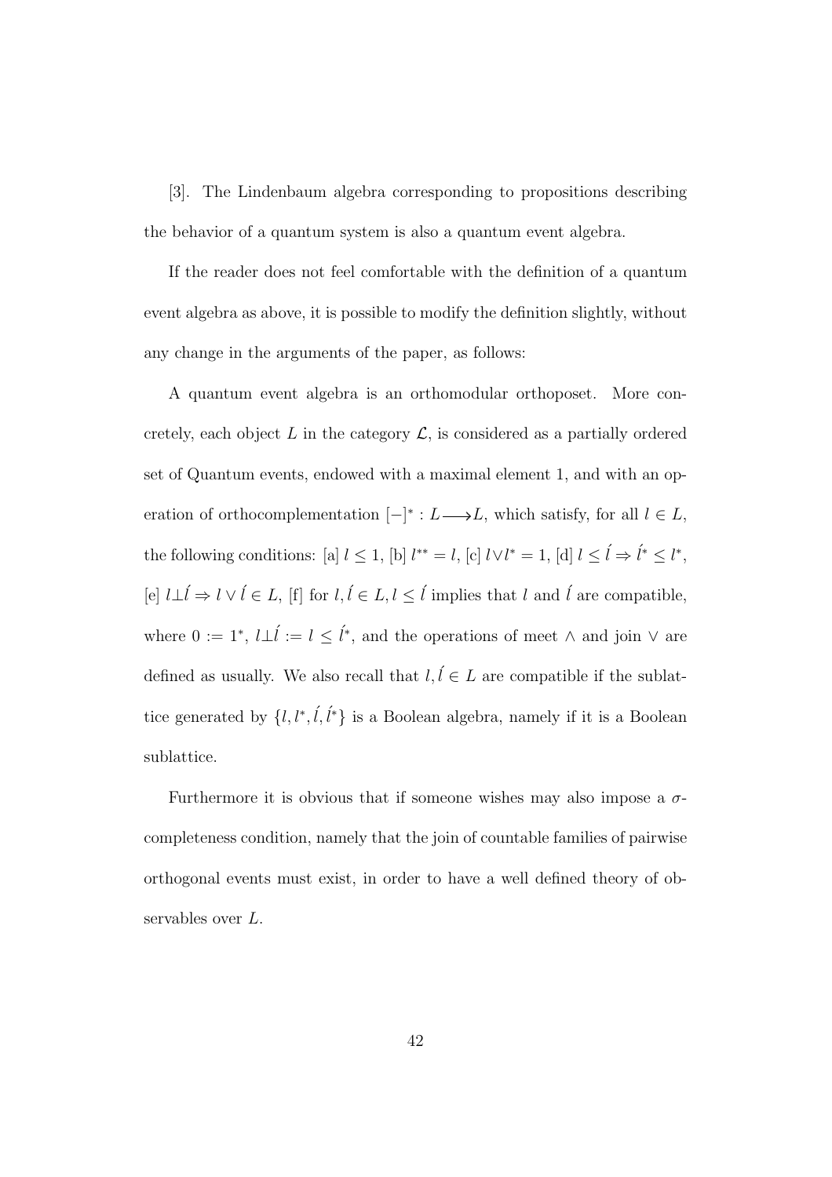[3]. The Lindenbaum algebra corresponding to propositions describing the behavior of a quantum system is also a quantum event algebra.

If the reader does not feel comfortable with the definition of a quantum event algebra as above, it is possible to modify the definition slightly, without any change in the arguments of the paper, as follows:

A quantum event algebra is an orthomodular orthoposet. More concretely, each object $L$ in the category $\mathcal{L}$, is considered as a partially ordered set of Quantum events, endowed with a maximal element 1, and with an operation of orthocomplementation $[-]^* : L \longrightarrow L$, which satisfy, for all $l \in L$, the following conditions: [a] $l \leq 1$, [b] $l^{**} = l$, [c] $l \vee l^* = 1$, [d] $l \leq \acute{l} \Rightarrow \acute{l}^* \leq l^*$, [e] $l \perp \acute{l} \Rightarrow l \vee \acute{l} \in L$, [f] for $l, \acute{l} \in L, l \leq \acute{l}$ implies that $l$ and $\acute{l}$ are compatible, where $0 := 1^*$, $l \perp \acute{l} := l \leq \acute{l}^*$, and the operations of meet $\wedge$ and join $\vee$ are defined as usually. We also recall that $l, \acute{l} \in L$ are compatible if the sublattice generated by $\{l, l^*, \acute{l}, \acute{l}^*\}$ is a Boolean algebra, namely if it is a Boolean sublattice.

Furthermore it is obvious that if someone wishes may also impose a $\sigma$-completeness condition, namely that the join of countable families of pairwise orthogonal events must exist, in order to have a well defined theory of observables over $L$.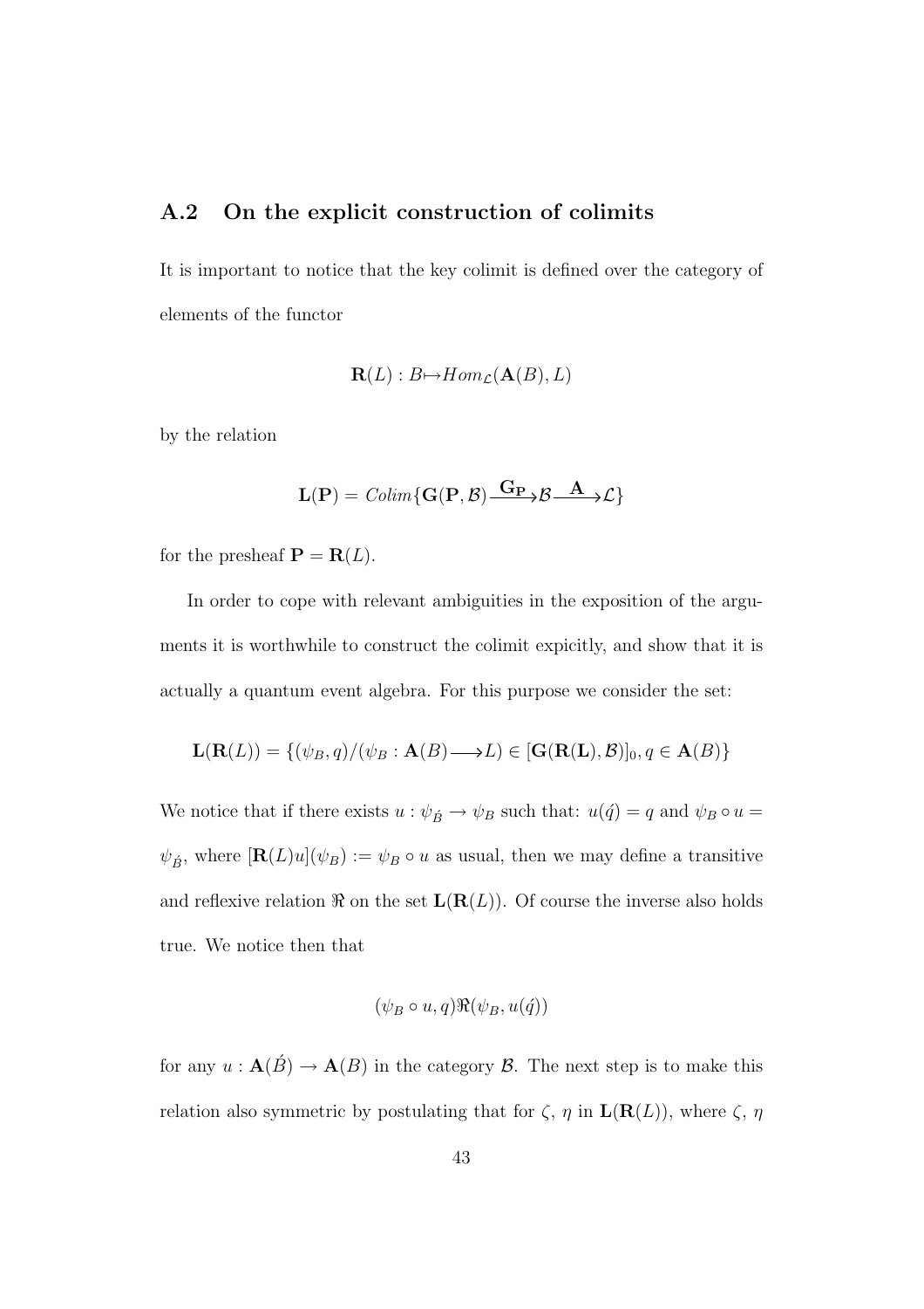## A.2 On the explicit construction of colimits

It is important to notice that the key colimit is defined over the category of elements of the functor

$$\mathbf{R}(L) : B \mapsto Hom_{\mathcal{L}}(\mathbf{A}(B), L)$$

by the relation

$$\mathbf{L}(\mathbf{P}) = Colim\{\mathbf{G}(\mathbf{P}, \mathcal{B}) \xrightarrow{\mathbf{G_P}} \mathcal{B} \xrightarrow{\mathbf{A}} \mathcal{L}\}$$

for the presheaf $\mathbf{P} = \mathbf{R}(L)$.

In order to cope with relevant ambiguities in the exposition of the arguments it is worthwhile to construct the colimit expicitly, and show that it is actually a quantum event algebra. For this purpose we consider the set:

$$\mathbf{L}(\mathbf{R}(L)) = \{(\psi_B, q)/(\psi_B : \mathbf{A}(B) \longrightarrow L) \in [\mathbf{G}(\mathbf{R}(\mathbf{L}), \mathcal{B})]_0, q \in \mathbf{A}(B)\}$$

We notice that if there exists $u : \psi_{\acute{B}} \to \psi_B$ such that: $u(\acute{q}) = q$ and $\psi_B \circ u = \psi_{\acute{B}}$, where $[\mathbf{R}(L)u](\psi_B) := \psi_B \circ u$ as usual, then we may define a transitive and reflexive relation $\Re$ on the set $\mathbf{L}(\mathbf{R}(L))$. Of course the inverse also holds true. We notice then that

$$(\psi_B \circ u, q)\Re(\psi_B, u(\acute{q}))$$

for any $u : \mathbf{A}(\acute{B}) \to \mathbf{A}(B)$ in the category $\mathcal{B}$. The next step is to make this relation also symmetric by postulating that for $\zeta$, $\eta$ in $\mathbf{L}(\mathbf{R}(L))$, where $\zeta$, $\eta$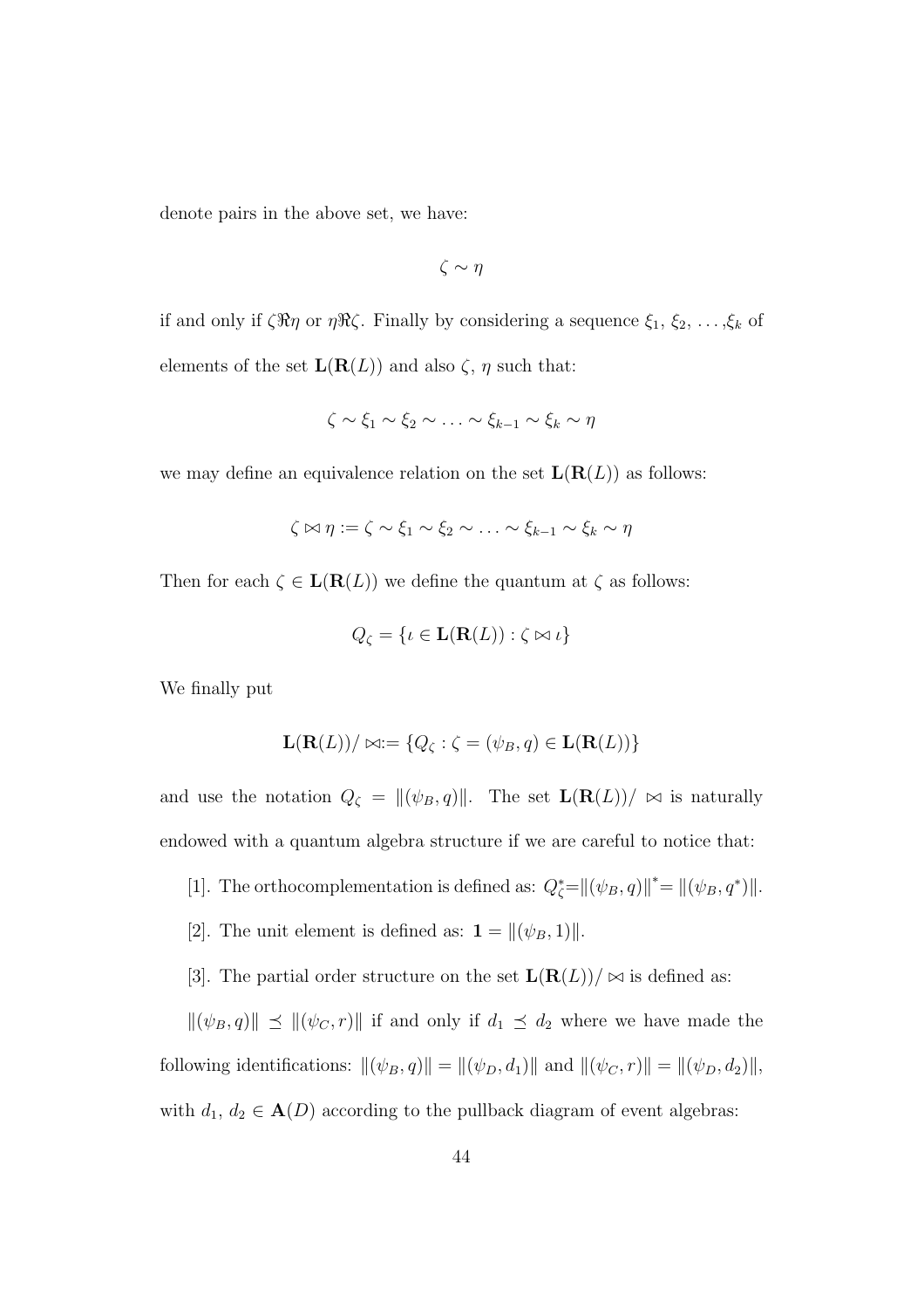denote pairs in the above set, we have:

$$\zeta \sim \eta$$

if and only if $\zeta \Re \eta$ or $\eta \Re \zeta$. Finally by considering a sequence $\xi_1$, $\xi_2$, $\ldots$,$\xi_k$ of elements of the set $\mathbf{L}(\mathbf{R}(L))$ and also $\zeta$, $\eta$ such that:

$$\zeta \sim \xi_1 \sim \xi_2 \sim \ldots \sim \xi_{k-1} \sim \xi_k \sim \eta$$

we may define an equivalence relation on the set $\mathbf{L}(\mathbf{R}(L))$ as follows:

$$\zeta \bowtie \eta := \zeta \sim \xi_1 \sim \xi_2 \sim \ldots \sim \xi_{k-1} \sim \xi_k \sim \eta$$

Then for each $\zeta \in \mathbf{L}(\mathbf{R}(L))$ we define the quantum at $\zeta$ as follows:

$$Q_\zeta = \{\iota \in \mathbf{L}(\mathbf{R}(L)) : \zeta \bowtie \iota\}$$

We finally put

$$\mathbf{L}(\mathbf{R}(L))/\bowtie := \{Q_\zeta : \zeta = (\psi_B, q) \in \mathbf{L}(\mathbf{R}(L))\}$$

and use the notation $Q_\zeta = \|(\psi_B, q)\|$. The set $\mathbf{L}(\mathbf{R}(L))/\bowtie$ is naturally endowed with a quantum algebra structure if we are careful to notice that:

[1]. The orthocomplementation is defined as: $Q_\zeta^* = \|(\psi_B, q)\|^* = \|(\psi_B, q^*)\|$.

[2]. The unit element is defined as: $\mathbf{1} = \|(\psi_B, 1)\|$.

[3]. The partial order structure on the set $\mathbf{L}(\mathbf{R}(L))/\bowtie$ is defined as:

$\|(\psi_B, q)\| \preceq \|(\psi_C, r)\|$ if and only if $d_1 \preceq d_2$ where we have made the following identifications: $\|(\psi_B, q)\| = \|(\psi_D, d_1)\|$ and $\|(\psi_C, r)\| = \|(\psi_D, d_2)\|$, with $d_1$, $d_2 \in \mathbf{A}(D)$ according to the pullback diagram of event algebras: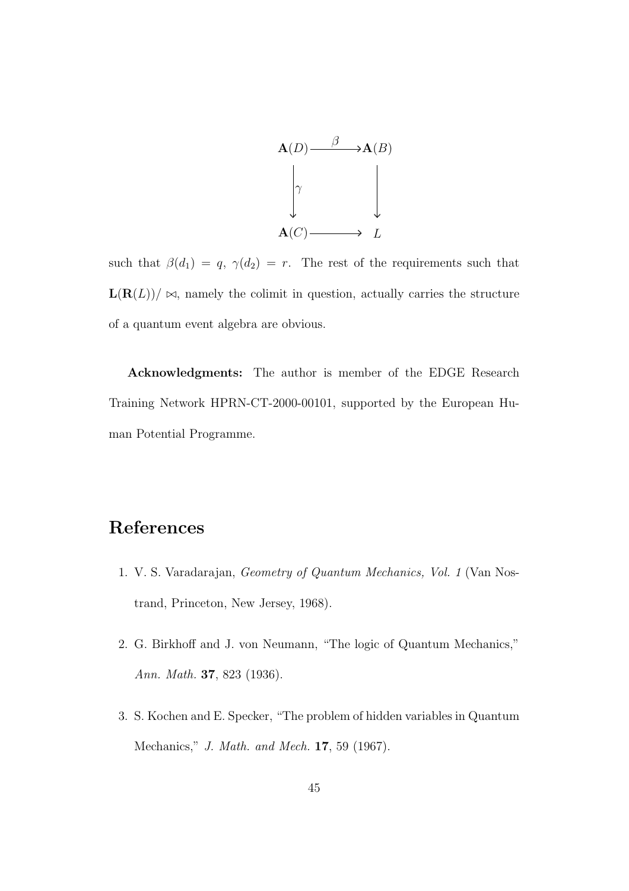$$
\begin{array}{ccc}
\mathbf{A}(D) & \xrightarrow{\beta} & \mathbf{A}(B) \\
\downarrow{\scriptstyle\gamma} & & \downarrow \\
\mathbf{A}(C) & \longrightarrow & L
\end{array}
$$

such that $\beta(d_1) = q$, $\gamma(d_2) = r$. The rest of the requirements such that $\mathbf{L}(\mathbf{R}(L))/\bowtie$, namely the colimit in question, actually carries the structure of a quantum event algebra are obvious.

**Acknowledgments:** The author is member of the EDGE Research Training Network HPRN-CT-2000-00101, supported by the European Human Potential Programme.

# References

1. V. S. Varadarajan, *Geometry of Quantum Mechanics, Vol. 1* (Van Nostrand, Princeton, New Jersey, 1968).
2. G. Birkhoff and J. von Neumann, "The logic of Quantum Mechanics," *Ann. Math.* **37**, 823 (1936).
3. S. Kochen and E. Specker, "The problem of hidden variables in Quantum Mechanics," *J. Math. and Mech.* **17**, 59 (1967).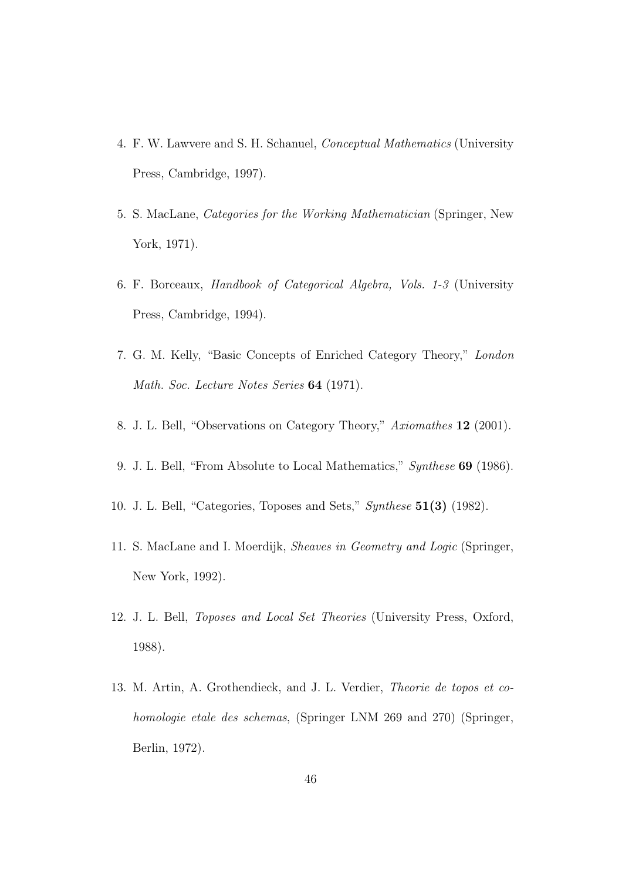4. F. W. Lawvere and S. H. Schanuel, *Conceptual Mathematics* (University Press, Cambridge, 1997).
5. S. MacLane, *Categories for the Working Mathematician* (Springer, New York, 1971).
6. F. Borceaux, *Handbook of Categorical Algebra, Vols. 1-3* (University Press, Cambridge, 1994).
7. G. M. Kelly, "Basic Concepts of Enriched Category Theory," *London Math. Soc. Lecture Notes Series* **64** (1971).
8. J. L. Bell, "Observations on Category Theory," *Axiomathes* **12** (2001).
9. J. L. Bell, "From Absolute to Local Mathematics," *Synthese* **69** (1986).
10. J. L. Bell, "Categories, Toposes and Sets," *Synthese* **51(3)** (1982).
11. S. MacLane and I. Moerdijk, *Sheaves in Geometry and Logic* (Springer, New York, 1992).
12. J. L. Bell, *Toposes and Local Set Theories* (University Press, Oxford, 1988).
13. M. Artin, A. Grothendieck, and J. L. Verdier, *Theorie de topos et cohomologie etale des schemas*, (Springer LNM 269 and 270) (Springer, Berlin, 1972).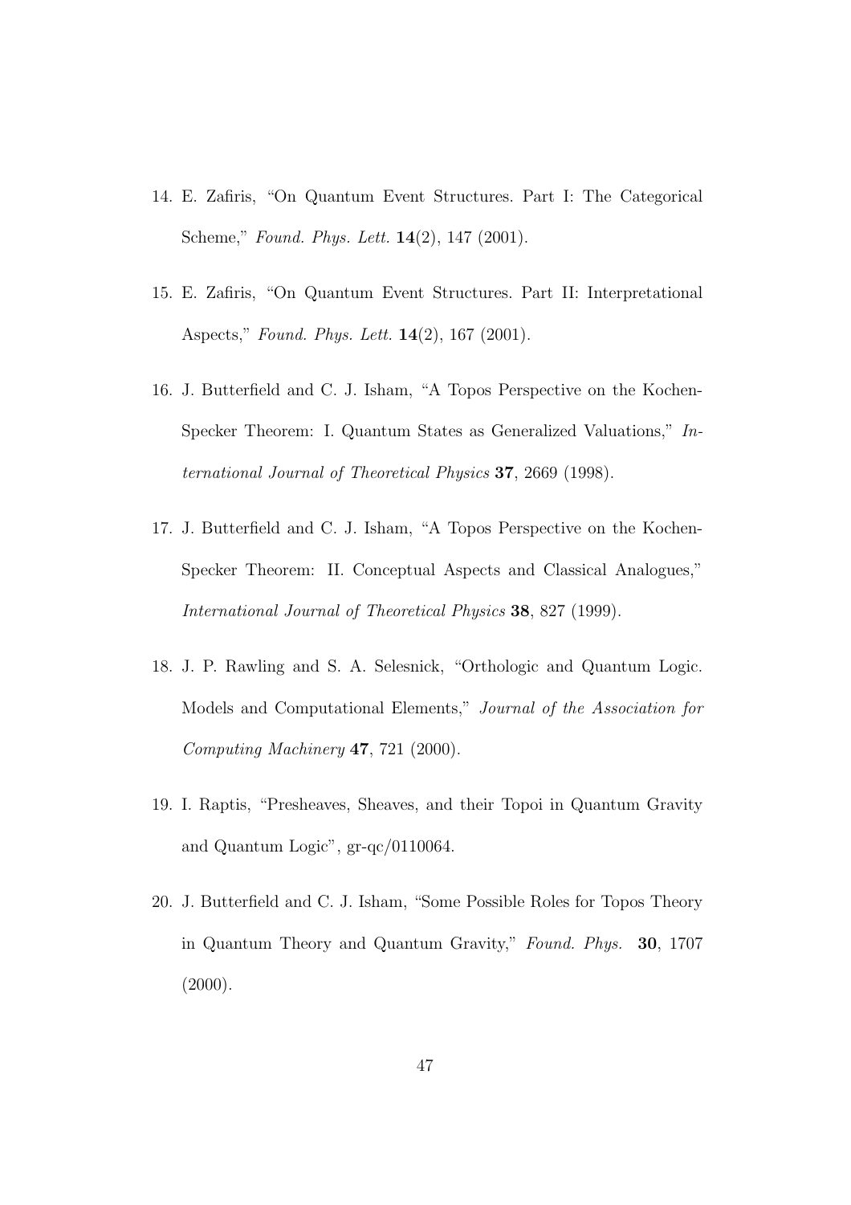14. E. Zafiris, “On Quantum Event Structures. Part I: The Categorical Scheme,” *Found. Phys. Lett.* **14**(2), 147 (2001).

15. E. Zafiris, “On Quantum Event Structures. Part II: Interpretational Aspects,” *Found. Phys. Lett.* **14**(2), 167 (2001).

16. J. Butterfield and C. J. Isham, “A Topos Perspective on the Kochen-Specker Theorem: I. Quantum States as Generalized Valuations,” *International Journal of Theoretical Physics* **37**, 2669 (1998).

17. J. Butterfield and C. J. Isham, “A Topos Perspective on the Kochen-Specker Theorem: II. Conceptual Aspects and Classical Analogues,” *International Journal of Theoretical Physics* **38**, 827 (1999).

18. J. P. Rawling and S. A. Selesnick, “Orthologic and Quantum Logic. Models and Computational Elements,” *Journal of the Association for Computing Machinery* **47**, 721 (2000).

19. I. Raptis, “Presheaves, Sheaves, and their Topoi in Quantum Gravity and Quantum Logic”, gr-qc/0110064.

20. J. Butterfield and C. J. Isham, “Some Possible Roles for Topos Theory in Quantum Theory and Quantum Gravity,” *Found. Phys.* **30**, 1707 (2000).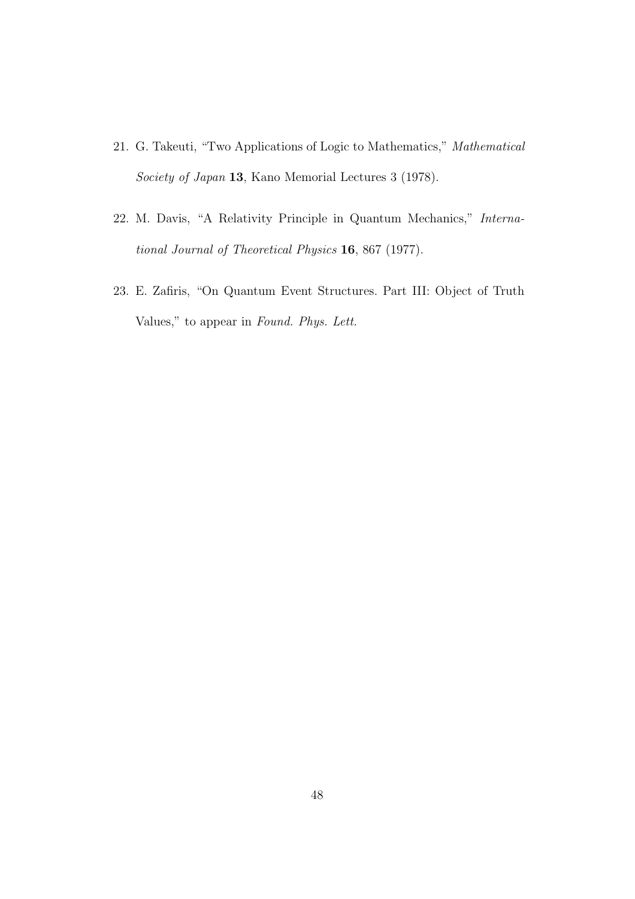21. G. Takeuti, "Two Applications of Logic to Mathematics," *Mathematical Society of Japan* **13**, Kano Memorial Lectures 3 (1978).

22. M. Davis, "A Relativity Principle in Quantum Mechanics," *International Journal of Theoretical Physics* **16**, 867 (1977).

23. E. Zafiris, "On Quantum Event Structures. Part III: Object of Truth Values," to appear in *Found. Phys. Lett.*